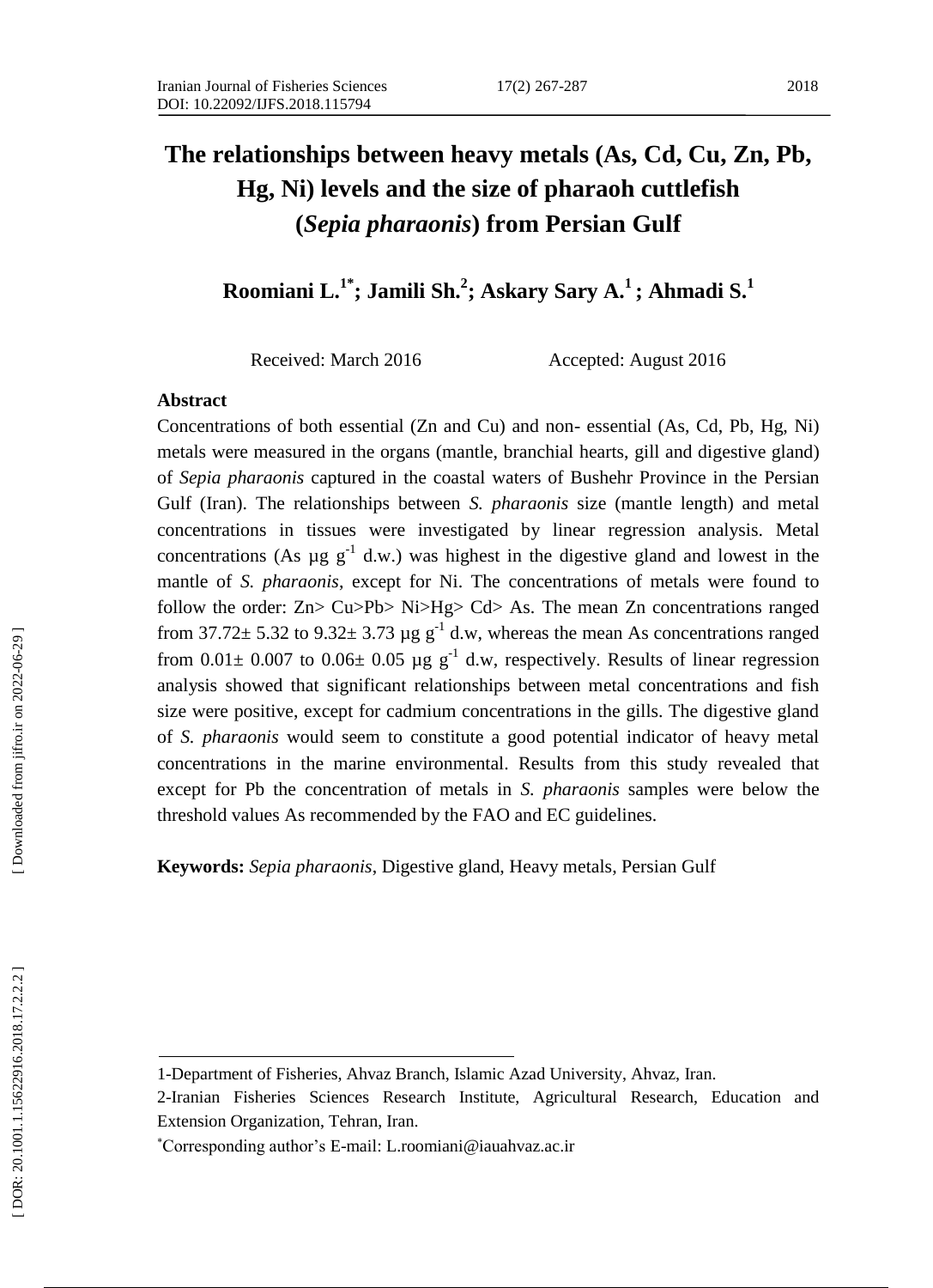# The relationships between heavy metals (As, Cd, Cu, Zn, Pb, Hg, Ni) levels and the size of pharaoh cuttlefish (*Sepia pharaonis*) from Persian Gulf

**Roomiani L.[1*]; Jamili Sh.[2]; Askary Sary A.[1]; Ahmadi S.[1]**

Received: March 2016 Accepted: August 2016

## Abstract

Concentrations of both essential (Zn and Cu) and non- essential (As, Cd, Pb, Hg, Ni) metals were measured in the organs (mantle, branchial hearts, gill and digestive gland) of *Sepia pharaonis* captured in the coastal waters of Bushehr Province in the Persian Gulf (Iran). The relationships between *S. pharaonis* size (mantle length) and metal concentrations in tissues were investigated by linear regression analysis. Metal concentrations (As µg $g^{-1}$ d.w.) was highest in the digestive gland and lowest in the mantle of *S. pharaonis*, except for Ni. The concentrations of metals were found to follow the order: Zn> Cu>Pb> Ni>Hg> Cd> As. The mean Zn concentrations ranged from 37.72± 5.32 to 9.32± 3.73 µg $g^{-1}$ d.w, whereas the mean As concentrations ranged from 0.01± 0.007 to 0.06± 0.05 µg $g^{-1}$ d.w, respectively. Results of linear regression analysis showed that significant relationships between metal concentrations and fish size were positive, except for cadmium concentrations in the gills. The digestive gland of *S. pharaonis* would seem to constitute a good potential indicator of heavy metal concentrations in the marine environmental. Results from this study revealed that except for Pb the concentration of metals in *S. pharaonis* samples were below the threshold values As recommended by the FAO and EC guidelines.

**Keywords:** *Sepia pharaonis*, Digestive gland, Heavy metals, Persian Gulf

---

1-Department of Fisheries, Ahvaz Branch, Islamic Azad University, Ahvaz, Iran.

2-Iranian Fisheries Sciences Research Institute, Agricultural Research, Education and Extension Organization, Tehran, Iran.

*Corresponding author's E-mail: L.roomiani@iauahvaz.ac.ir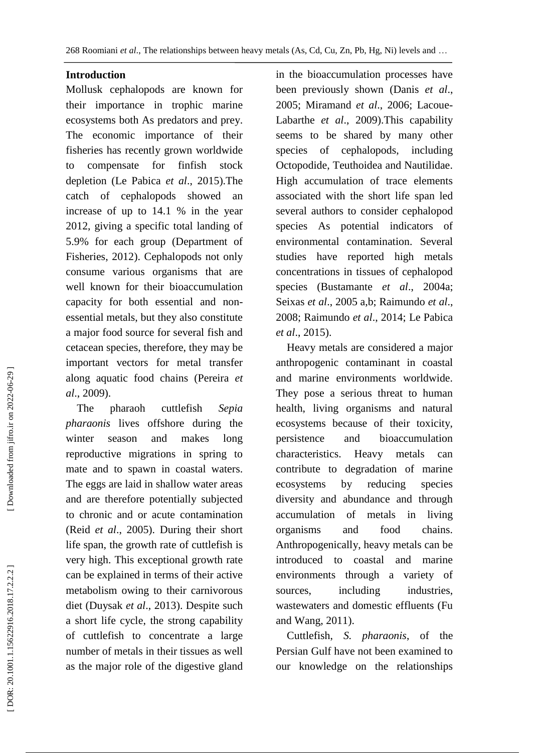## Introduction

Mollusk cephalopods are known for their importance in trophic marine ecosystems both As predators and prey. The economic importance of their fisheries has recently grown worldwide to compensate for finfish stock depletion (Le Pabica *et al*., 2015).The catch of cephalopods showed an increase of up to 14.1 % in the year 2012, giving a specific total landing of 5.9% for each group (Department of Fisheries, 2012). Cephalopods not only consume various organisms that are well known for their bioaccumulation capacity for both essential and non-essential metals, but they also constitute a major food source for several fish and cetacean species, therefore, they may be important vectors for metal transfer along aquatic food chains (Pereira *et al*., 2009).

The pharaoh cuttlefish *Sepia pharaonis* lives offshore during the winter season and makes long reproductive migrations in spring to mate and to spawn in coastal waters. The eggs are laid in shallow water areas and are therefore potentially subjected to chronic and or acute contamination (Reid *et al*., 2005). During their short life span, the growth rate of cuttlefish is very high. This exceptional growth rate can be explained in terms of their active metabolism owing to their carnivorous diet (Duysak *et al*., 2013). Despite such a short life cycle, the strong capability of cuttlefish to concentrate a large number of metals in their tissues as well as the major role of the digestive gland in the bioaccumulation processes have been previously shown (Danis *et al*., 2005; Miramand *et al*., 2006; Lacoue-Labarthe *et al*., 2009).This capability seems to be shared by many other species of cephalopods, including Octopodide, Teuthoidea and Nautilidae. High accumulation of trace elements associated with the short life span led several authors to consider cephalopod species As potential indicators of environmental contamination. Several studies have reported high metals concentrations in tissues of cephalopod species (Bustamante *et al*., 2004a; Seixas *et al*., 2005 a,b; Raimundo *et al*., 2008; Raimundo *et al*., 2014; Le Pabica *et al*., 2015).

Heavy metals are considered a major anthropogenic contaminant in coastal and marine environments worldwide. They pose a serious threat to human health, living organisms and natural ecosystems because of their toxicity, persistence and bioaccumulation characteristics. Heavy metals can contribute to degradation of marine ecosystems by reducing species diversity and abundance and through accumulation of metals in living organisms and food chains. Anthropogenically, heavy metals can be introduced to coastal and marine environments through a variety of sources, including industries, wastewaters and domestic effluents (Fu and Wang, 2011).

Cuttlefish, *S. pharaonis*, of the Persian Gulf have not been examined to our knowledge on the relationships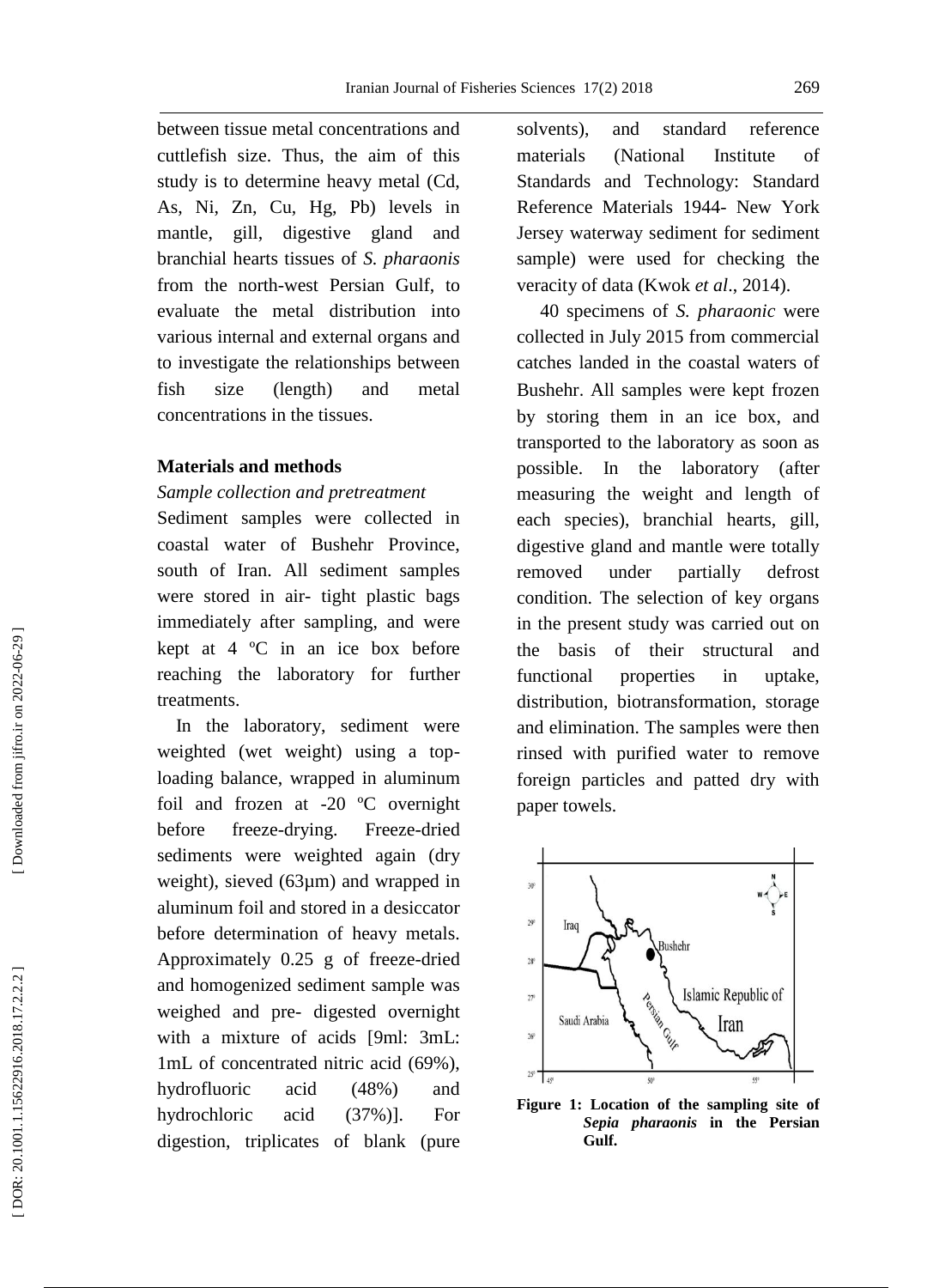between tissue metal concentrations and cuttlefish size. Thus, the aim of this study is to determine heavy metal (Cd, As, Ni, Zn, Cu, Hg, Pb) levels in mantle, gill, digestive gland and branchial hearts tissues of *S. pharaonis* from the north-west Persian Gulf, to evaluate the metal distribution into various internal and external organs and to investigate the relationships between fish size (length) and metal concentrations in the tissues.

## Materials and methods

### *Sample collection and pretreatment*

Sediment samples were collected in coastal water of Bushehr Province, south of Iran. All sediment samples were stored in air- tight plastic bags immediately after sampling, and were kept at 4 ºC in an ice box before reaching the laboratory for further treatments.

In the laboratory, sediment were weighted (wet weight) using a top-loading balance, wrapped in aluminum foil and frozen at -20 ºC overnight before freeze-drying. Freeze-dried sediments were weighted again (dry weight), sieved (63µm) and wrapped in aluminum foil and stored in a desiccator before determination of heavy metals. Approximately 0.25 g of freeze-dried and homogenized sediment sample was weighed and pre- digested overnight with a mixture of acids [9ml: 3mL: 1mL of concentrated nitric acid (69%), hydrofluoric acid (48%) and hydrochloric acid (37%)]. For digestion, triplicates of blank (pure solvents), and standard reference materials (National Institute of Standards and Technology: Standard Reference Materials 1944- New York Jersey waterway sediment for sediment sample) were used for checking the veracity of data (Kwok *et al*., 2014).

40 specimens of *S. pharaonic* were collected in July 2015 from commercial catches landed in the coastal waters of Bushehr. All samples were kept frozen by storing them in an ice box, and transported to the laboratory as soon as possible. In the laboratory (after measuring the weight and length of each species), branchial hearts, gill, digestive gland and mantle were totally removed under partially defrost condition. The selection of key organs in the present study was carried out on the basis of their structural and functional properties in uptake, distribution, biotransformation, storage and elimination. The samples were then rinsed with purified water to remove foreign particles and patted dry with paper towels.

**Figure 1: Location of the sampling site of *Sepia pharaonis* in the Persian Gulf.**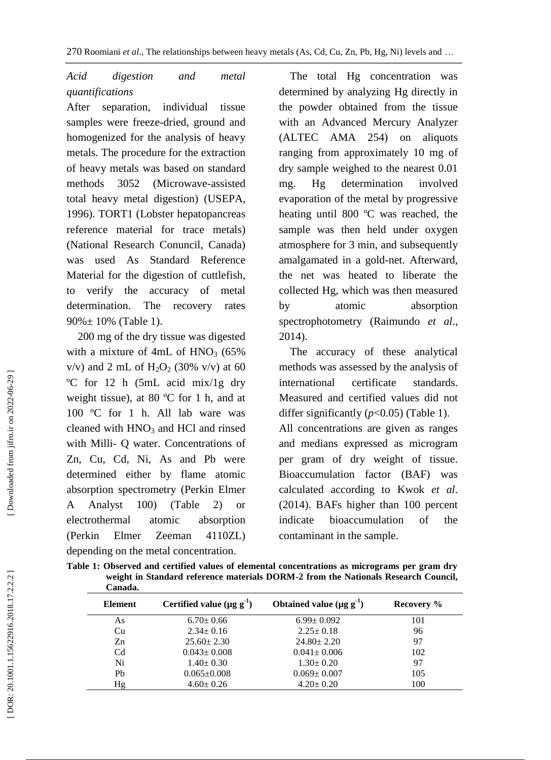### *Acid digestion and metal quantifications*

After separation, individual tissue samples were freeze-dried, ground and homogenized for the analysis of heavy metals. The procedure for the extraction of heavy metals was based on standard methods 3052 (Microwave-assisted total heavy metal digestion) (USEPA, 1996). TORT1 (Lobster hepatopancreas reference material for trace metals) (National Research Conuncil, Canada) was used As Standard Reference Material for the digestion of cuttlefish, to verify the accuracy of metal determination. The recovery rates 90%± 10% (Table 1).

200 mg of the dry tissue was digested with a mixture of 4mL of $HNO_3$ (65% v/v) and 2 mL of $H_2O_2$ (30% v/v) at 60 ºC for 12 h (5mL acid mix/1g dry weight tissue), at 80 ºC for 1 h, and at 100 ºC for 1 h. All lab ware was cleaned with $HNO_3$ and HCl and rinsed with Milli- Q water. Concentrations of Zn, Cu, Cd, Ni, As and Pb were determined either by flame atomic absorption spectrometry (Perkin Elmer A Analyst 100) (Table 2) or electrothermal atomic absorption (Perkin Elmer Zeeman 4110ZL) depending on the metal concentration.

The total Hg concentration was determined by analyzing Hg directly in the powder obtained from the tissue with an Advanced Mercury Analyzer (ALTEC AMA 254) on aliquots ranging from approximately 10 mg of dry sample weighed to the nearest 0.01 mg. Hg determination involved evaporation of the metal by progressive heating until 800 ºC was reached, the sample was then held under oxygen atmosphere for 3 min, and subsequently amalgamated in a gold-net. Afterward, the net was heated to liberate the collected Hg, which was then measured by atomic absorption spectrophotometry (Raimundo *et al*., 2014).

The accuracy of these analytical methods was assessed by the analysis of international certificate standards. Measured and certified values did not differ significantly ($p$<0.05) (Table 1).

All concentrations are given as ranges and medians expressed as microgram per gram of dry weight of tissue. Bioaccumulation factor (BAF) was calculated according to Kwok *et al*. (2014). BAFs higher than 100 percent indicate bioaccumulation of the contaminant in the sample.

**Table 1: Observed and certified values of elemental concentrations as micrograms per gram dry weight in Standard reference materials DORM-2 from the Nationals Research Council, Canada.**

| Element | Certified value ($\mu g\ g^{-1}$) | Obtained value ($\mu g\ g^{-1}$) | Recovery % |
|---|---|---|---|
| As | 6.70± 0.66 | 6.99± 0.092 | 101 |
| Cu | 2.34± 0.16 | 2.25± 0.18 | 96 |
| Zn | 25.60± 2.30 | 24.80± 2.20 | 97 |
| Cd | 0.043± 0.008 | 0.041± 0.006 | 102 |
| Ni | 1.40± 0.30 | 1.30± 0.20 | 97 |
| Pb | 0.065±0.008 | 0.069± 0.007 | 105 |
| Hg | 4.60± 0.26 | 4.20± 0.20 | 100 |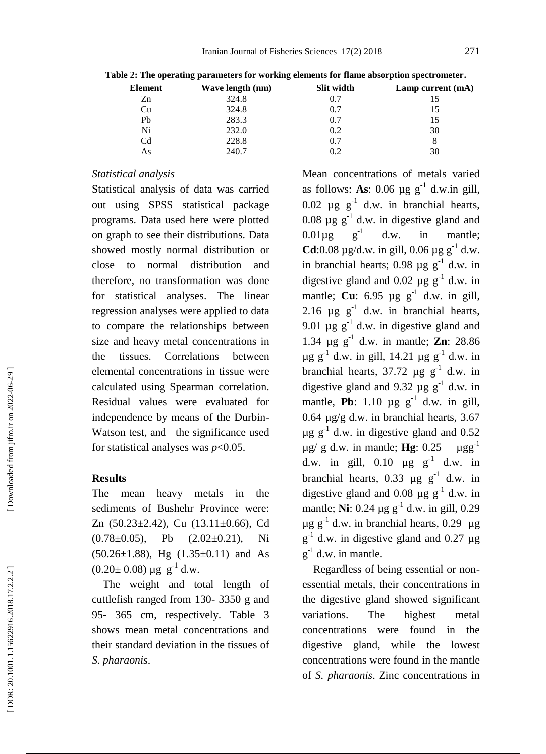**Table 2: The operating parameters for working elements for flame absorption spectrometer.**

| Element | Wave length (nm) | Slit width | Lamp current (mA) |
|---|---|---|---|
| Zn | 324.8 | 0.7 | 15 |
| Cu | 324.8 | 0.7 | 15 |
| Pb | 283.3 | 0.7 | 15 |
| Ni | 232.0 | 0.2 | 30 |
| Cd | 228.8 | 0.7 | 8 |
| As | 240.7 | 0.2 | 30 |

*Statistical analysis*

Statistical analysis of data was carried out using SPSS statistical package programs. Data used here were plotted on graph to see their distributions. Data showed mostly normal distribution or close to normal distribution and therefore, no transformation was done for statistical analyses. The linear regression analyses were applied to data to compare the relationships between size and heavy metal concentrations in the tissues. Correlations between elemental concentrations in tissue were calculated using Spearman correlation. Residual values were evaluated for independence by means of the Durbin-Watson test, and the significance used for statistical analyses was $p<0.05$.

## Results

The mean heavy metals in the sediments of Bushehr Province were: Zn (50.23±2.42), Cu (13.11±0.66), Cd (0.78±0.05), Pb (2.02±0.21), Ni (50.26±1.88), Hg (1.35±0.11) and As (0.20± 0.08) µg $g^{-1}$ d.w.

The weight and total length of cuttlefish ranged from 130- 3350 g and 95- 365 cm, respectively. Table 3 shows mean metal concentrations and their standard deviation in the tissues of *S. pharaonis*.

Mean concentrations of metals varied as follows: **As**: 0.06 µg $g^{-1}$ d.w.in gill, 0.02 µg $g^{-1}$ d.w. in branchial hearts, 0.08 µg $g^{-1}$ d.w. in digestive gland and 0.01µg $g^{-1}$ d.w. in mantle; **Cd**:0.08 µg/d.w. in gill, 0.06 µg $g^{-1}$ d.w. in branchial hearts; 0.98 µg $g^{-1}$ d.w. in digestive gland and 0.02 µg $g^{-1}$ d.w. in mantle; **Cu**: 6.95 µg $g^{-1}$ d.w. in gill, 2.16 µg $g^{-1}$ d.w. in branchial hearts, 9.01 µg $g^{-1}$ d.w. in digestive gland and 1.34 µg $g^{-1}$ d.w. in mantle; **Zn**: 28.86 µg $g^{-1}$ d.w. in gill, 14.21 µg $g^{-1}$ d.w. in branchial hearts, 37.72 µg $g^{-1}$ d.w. in digestive gland and 9.32 µg $g^{-1}$ d.w. in mantle, **Pb**: 1.10 µg $g^{-1}$ d.w. in gill, 0.64 µg/g d.w. in branchial hearts, 3.67 µg $g^{-1}$ d.w. in digestive gland and 0.52 µg/ g d.w. in mantle; **Hg**: 0.25 µg$g^{-1}$ d.w. in gill, 0.10 µg $g^{-1}$ d.w. in branchial hearts, 0.33 µg $g^{-1}$ d.w. in digestive gland and 0.08 µg $g^{-1}$ d.w. in mantle; **Ni**: 0.24 µg $g^{-1}$ d.w. in gill, 0.29 µg $g^{-1}$ d.w. in branchial hearts, 0.29 µg $g^{-1}$ d.w. in digestive gland and 0.27 µg $g^{-1}$ d.w. in mantle.

Regardless of being essential or non-essential metals, their concentrations in the digestive gland showed significant variations. The highest metal concentrations were found in the digestive gland, while the lowest concentrations were found in the mantle of *S. pharaonis*. Zinc concentrations in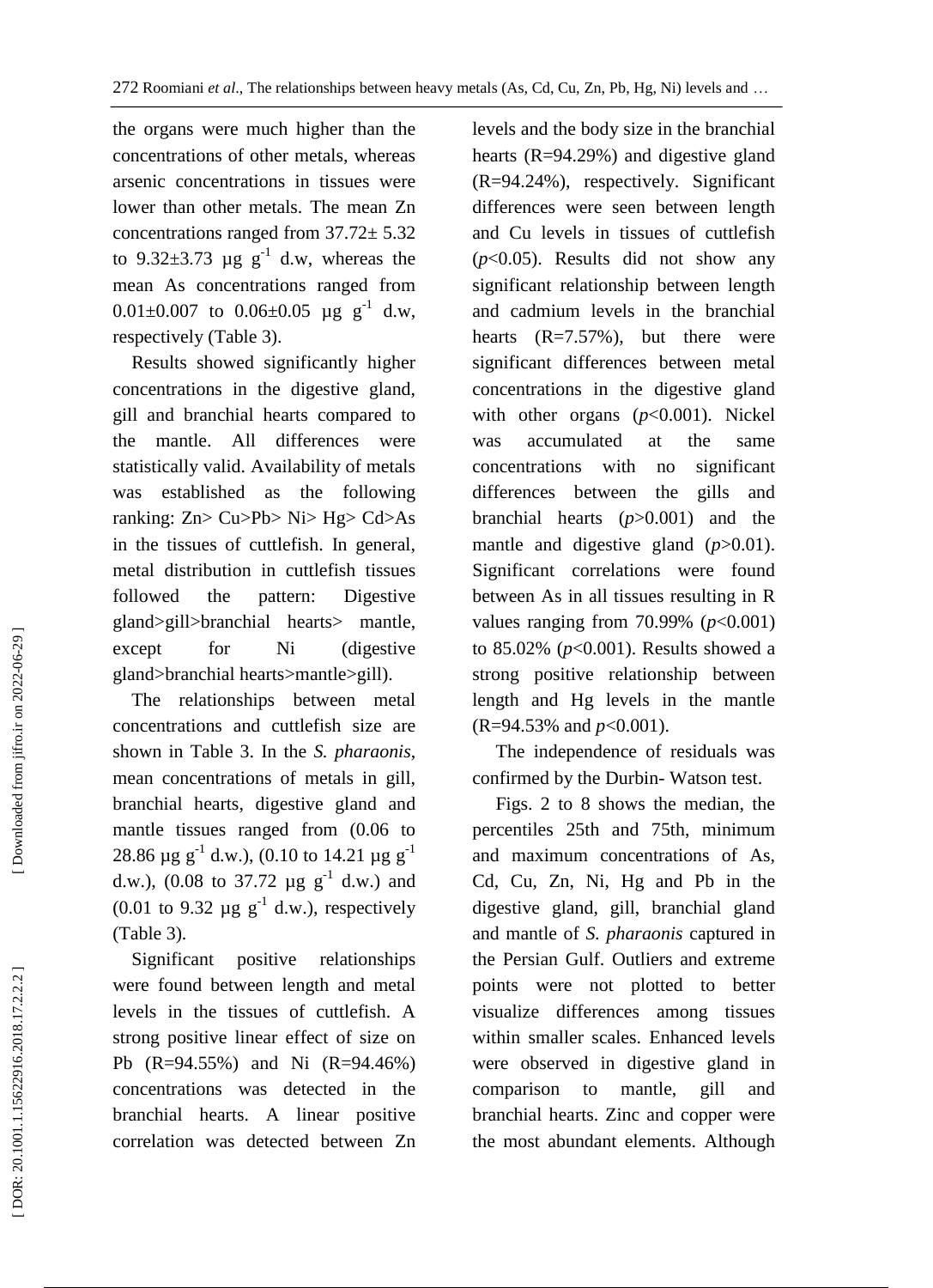the organs were much higher than the concentrations of other metals, whereas arsenic concentrations in tissues were lower than other metals. The mean Zn concentrations ranged from 37.72± 5.32 to 9.32±3.73 µg $g^{-1}$ d.w, whereas the mean As concentrations ranged from 0.01±0.007 to 0.06±0.05 µg $g^{-1}$ d.w, respectively (Table 3).

Results showed significantly higher concentrations in the digestive gland, gill and branchial hearts compared to the mantle. All differences were statistically valid. Availability of metals was established as the following ranking: Zn> Cu>Pb> Ni> Hg> Cd>As in the tissues of cuttlefish. In general, metal distribution in cuttlefish tissues followed the pattern: Digestive gland>gill>branchial hearts> mantle, except for Ni (digestive gland>branchial hearts>mantle>gill).

The relationships between metal concentrations and cuttlefish size are shown in Table 3. In the *S. pharaonis*, mean concentrations of metals in gill, branchial hearts, digestive gland and mantle tissues ranged from (0.06 to 28.86 µg $g^{-1}$ d.w.), (0.10 to 14.21 µg $g^{-1}$ d.w.), (0.08 to 37.72 µg $g^{-1}$ d.w.) and (0.01 to 9.32 µg $g^{-1}$ d.w.), respectively (Table 3).

Significant positive relationships were found between length and metal levels in the tissues of cuttlefish. A strong positive linear effect of size on Pb (R=94.55%) and Ni (R=94.46%) concentrations was detected in the branchial hearts. A linear positive correlation was detected between Zn levels and the body size in the branchial hearts (R=94.29%) and digestive gland (R=94.24%), respectively. Significant differences were seen between length and Cu levels in tissues of cuttlefish ($p$<0.05). Results did not show any significant relationship between length and cadmium levels in the branchial hearts (R=7.57%), but there were significant differences between metal concentrations in the digestive gland with other organs ($p$<0.001). Nickel was accumulated at the same concentrations with no significant differences between the gills and branchial hearts ($p$>0.001) and the mantle and digestive gland ($p$>0.01). Significant correlations were found between As in all tissues resulting in R values ranging from 70.99% ($p$<0.001) to 85.02% ($p$<0.001). Results showed a strong positive relationship between length and Hg levels in the mantle (R=94.53% and $p$<0.001).

The independence of residuals was confirmed by the Durbin- Watson test.

Figs. 2 to 8 shows the median, the percentiles 25th and 75th, minimum and maximum concentrations of As, Cd, Cu, Zn, Ni, Hg and Pb in the digestive gland, gill, branchial gland and mantle of *S. pharaonis* captured in the Persian Gulf. Outliers and extreme points were not plotted to better visualize differences among tissues within smaller scales. Enhanced levels were observed in digestive gland in comparison to mantle, gill and branchial hearts. Zinc and copper were the most abundant elements. Although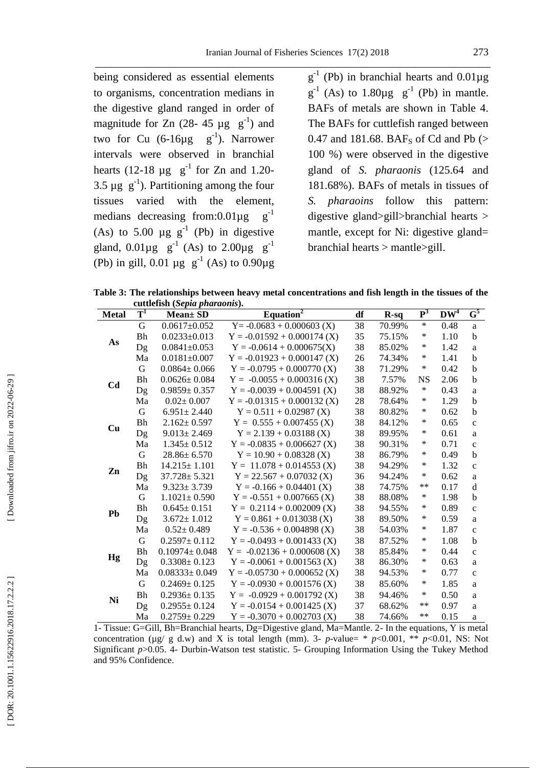being considered as essential elements to organisms, concentration medians in the digestive gland ranged in order of magnitude for Zn (28- 45 µg $g^{-1}$) and two for Cu (6-16µg $g^{-1}$). Narrower intervals were observed in branchial hearts (12-18 µg $g^{-1}$ for Zn and 1.20-3.5 µg $g^{-1}$). Partitioning among the four tissues varied with the element, medians decreasing from:0.01µg $g^{-1}$ (As) to 5.00 µg $g^{-1}$ (Pb) in digestive gland, 0.01µg $g^{-1}$ (As) to 2.00µg $g^{-1}$ (Pb) in gill, 0.01 µg $g^{-1}$ (As) to 0.90µg $g^{-1}$ (Pb) in branchial hearts and 0.01µg $g^{-1}$ (As) to 1.80µg $g^{-1}$ (Pb) in mantle. BAFs of metals are shown in Table 4. The BAFs for cuttlefish ranged between 0.47 and 181.68. $BAF_S$ of Cd and Pb (> 100 %) were observed in the digestive gland of *S. pharaonis* (125.64 and 181.68%). BAFs of metals in tissues of *S. pharaoins* follow this pattern: digestive gland>gill>branchial hearts > mantle, except for Ni: digestive gland= branchial hearts > mantle>gill.

**Table 3: The relationships between heavy metal concentrations and fish length in the tissues of the cuttlefish (*Sepia pharaonis*).**

| Metal | T[1] | Mean± SD | Equation[2] | df | R-sq | P[3] | DW[4] | G[5] |
|---|---|---|---|---|---|---|---|---|
| As | G | 0.0617±0.052 | Y= -0.0683 + 0.000603 (X) | 38 | 70.99% | * | 0.48 | a |
| | Bh | 0.0233±0.013 | Y = -0.01592 + 0.000174 (X) | 35 | 75.15% | * | 1.10 | b |
| | Dg | 0.0841±0.053 | Y = -0.0614 + 0.000675(X) | 38 | 85.02% | * | 1.42 | a |
| | Ma | 0.0181±0.007 | Y = -0.01923 + 0.000147 (X) | 26 | 74.34% | * | 1.41 | b |
| Cd | G | 0.0864± 0.066 | Y = -0.0795 + 0.000770 (X) | 38 | 71.29% | * | 0.42 | b |
| | Bh | 0.0626± 0.084 | Y = -0.0055 + 0.000316 (X) | 38 | 7.57% | NS | 2.06 | b |
| | Dg | 0.9859± 0.357 | Y = -0.0039 + 0.004591 (X) | 38 | 88.92% | * | 0.43 | a |
| | Ma | 0.02± 0.007 | Y = -0.01315 + 0.000132 (X) | 28 | 78.64% | * | 1.29 | b |
| Cu | G | 6.951± 2.440 | Y = 0.511 + 0.02987 (X) | 38 | 80.82% | * | 0.62 | b |
| | Bh | 2.162± 0.597 | Y = 0.555 + 0.007455 (X) | 38 | 84.12% | * | 0.65 | c |
| | Dg | 9.013± 2.469 | Y = 2.139 + 0.03188 (X) | 38 | 89.95% | * | 0.61 | a |
| | Ma | 1.345± 0.512 | Y = -0.0835 + 0.006627 (X) | 38 | 90.31% | * | 0.71 | c |
| Zn | G | 28.86± 6.570 | Y = 10.90 + 0.08328 (X) | 38 | 86.79% | * | 0.49 | b |
| | Bh | 14.215± 1.101 | Y = 11.078 + 0.014553 (X) | 38 | 94.29% | * | 1.32 | c |
| | Dg | 37.728± 5.321 | Y = 22.567 + 0.07032 (X) | 36 | 94.24% | * | 0.62 | a |
| | Ma | 9.323± 3.739 | Y = -0.166 + 0.04401 (X) | 38 | 74.75% | ** | 0.17 | d |
| Pb | G | 1.1021± 0.590 | Y = -0.551 + 0.007665 (X) | 38 | 88.08% | * | 1.98 | b |
| | Bh | 0.645± 0.151 | Y = 0.2114 + 0.002009 (X) | 38 | 94.55% | * | 0.89 | c |
| | Dg | 3.672± 1.012 | Y = 0.861 + 0.013038 (X) | 38 | 89.50% | * | 0.59 | a |
| | Ma | 0.52± 0.489 | Y = -0.536 + 0.004898 (X) | 38 | 54.03% | * | 1.87 | c |
| Hg | G | 0.2597± 0.112 | Y = -0.0493 + 0.001433 (X) | 38 | 87.52% | * | 1.08 | b |
| | Bh | 0.10974± 0.048 | Y = -0.02136 + 0.000608 (X) | 38 | 85.84% | * | 0.44 | c |
| | Dg | 0.3308± 0.123 | Y = -0.0061 + 0.001563 (X) | 38 | 86.30% | * | 0.63 | a |
| | Ma | 0.08333± 0.049 | Y = -0.05730 + 0.000652 (X) | 38 | 94.53% | * | 0.77 | c |
| Ni | G | 0.2469± 0.125 | Y = -0.0930 + 0.001576 (X) | 38 | 85.60% | * | 1.85 | a |
| | Bh | 0.2936± 0.135 | Y = -0.0929 + 0.001792 (X) | 38 | 94.46% | * | 0.50 | a |
| | Dg | 0.2955± 0.124 | Y = -0.0154 + 0.001425 (X) | 37 | 68.62% | ** | 0.97 | a |
| | Ma | 0.2759± 0.229 | Y = -0.3070 + 0.002703 (X) | 38 | 74.66% | ** | 0.15 | a |

1- Tissue: G=Gill, Bh=Branchial hearts, Dg=Digestive gland, Ma=Mantle. 2- In the equations, Y is metal concentration (µg/ g d.w) and X is total length (mm). 3- *p*-value= * $p<0.001$, ** $p<0.01$, NS: Not Significant $p>0.05$. 4- Durbin-Watson test statistic. 5- Grouping Information Using the Tukey Method and 95% Confidence.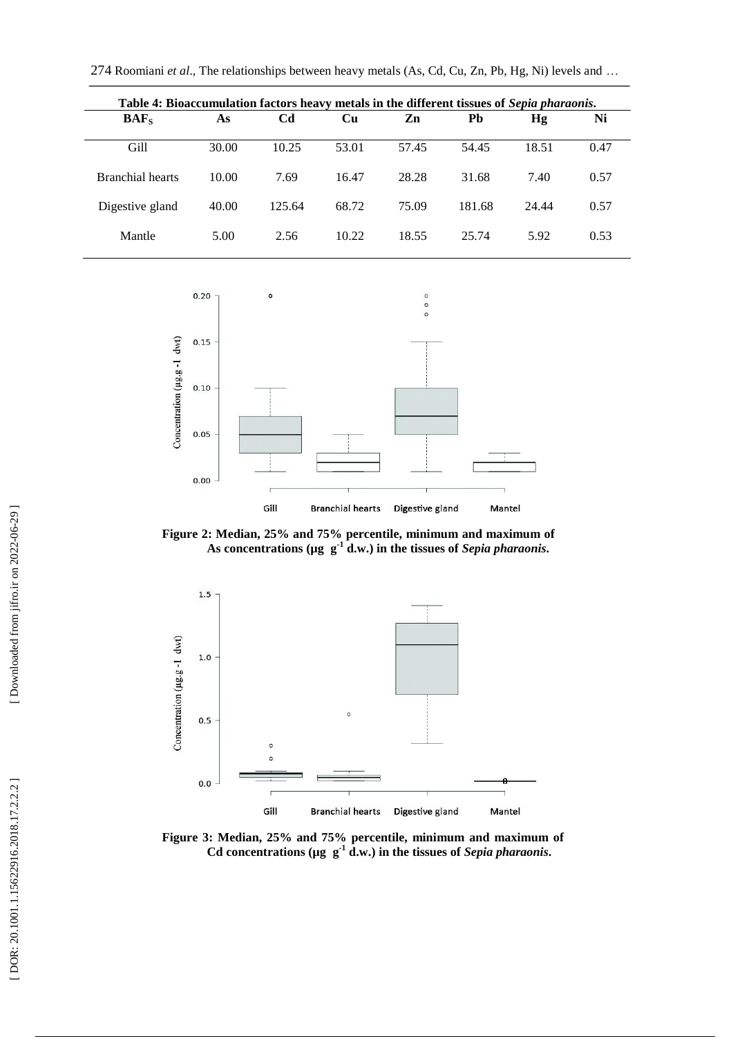**Table 4: Bioaccumulation factors heavy metals in the different tissues of *Sepia pharaonis*.**

| $BAF_S$ | As | Cd | Cu | Zn | Pb | Hg | Ni |
|---|---|---|---|---|---|---|---|
| Gill | 30.00 | 10.25 | 53.01 | 57.45 | 54.45 | 18.51 | 0.47 |
| Branchial hearts | 10.00 | 7.69 | 16.47 | 28.28 | 31.68 | 7.40 | 0.57 |
| Digestive gland | 40.00 | 125.64 | 68.72 | 75.09 | 181.68 | 24.44 | 0.57 |
| Mantle | 5.00 | 2.56 | 10.22 | 18.55 | 25.74 | 5.92 | 0.53 |

**Figure 2: Median, 25% and 75% percentile, minimum and maximum of As concentrations (µg $g^{-1}$ d.w.) in the tissues of *Sepia pharaonis*.**

**Figure 3: Median, 25% and 75% percentile, minimum and maximum of Cd concentrations (µg $g^{-1}$ d.w.) in the tissues of *Sepia pharaonis*.**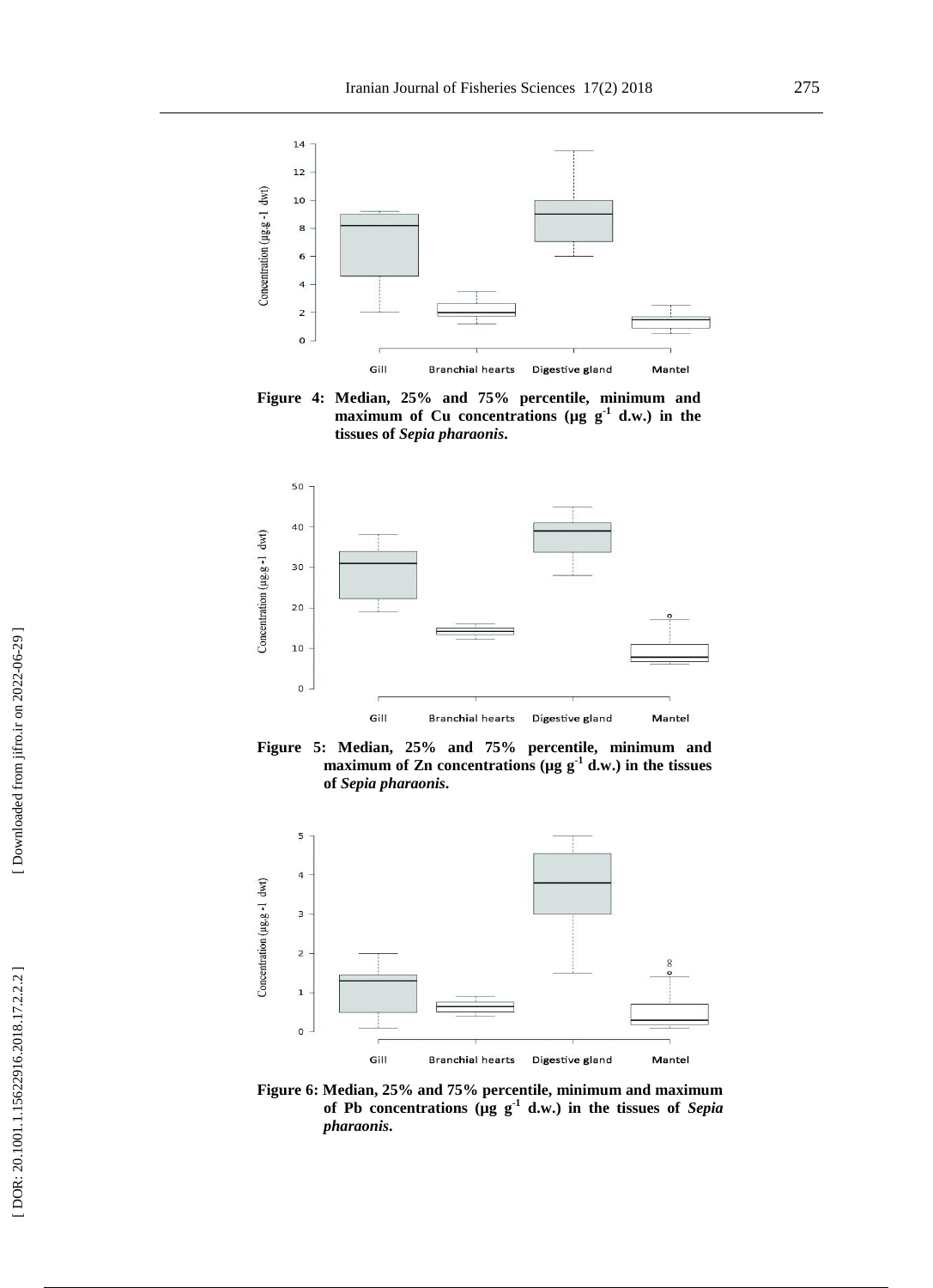Figure 4: Median, 25% and 75% percentile, minimum and maximum of Cu concentrations (μg $g^{-1}$ d.w.) in the tissues of *Sepia pharaonis*.

Figure 5: Median, 25% and 75% percentile, minimum and maximum of Zn concentrations (μg $g^{-1}$ d.w.) in the tissues of *Sepia pharaonis*.

Figure 6: Median, 25% and 75% percentile, minimum and maximum of Pb concentrations (μg $g^{-1}$ d.w.) in the tissues of *Sepia pharaonis*.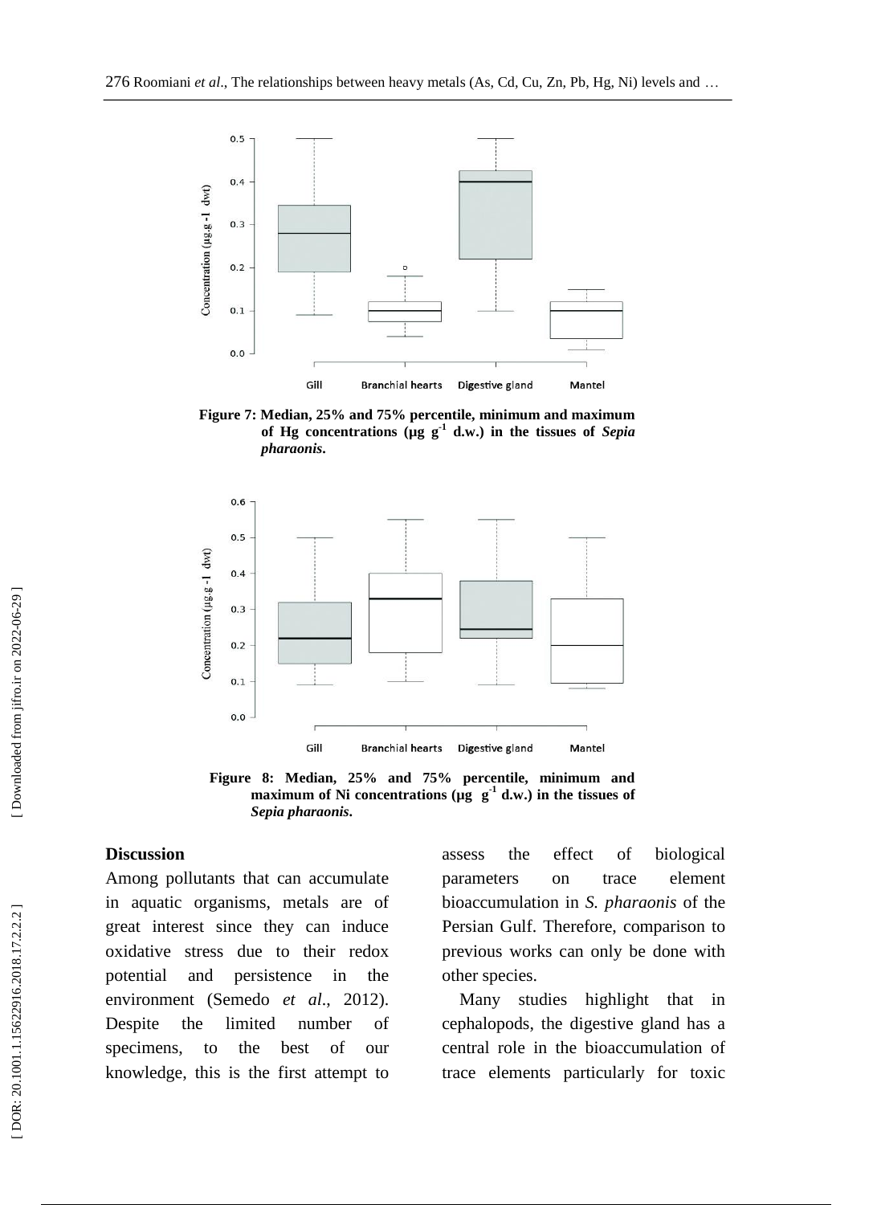Figure 7: Median, 25% and 75% percentile, minimum and maximum of Hg concentrations (µg $g^{-1}$ d.w.) in the tissues of *Sepia pharaonis*.

Figure 8: Median, 25% and 75% percentile, minimum and maximum of Ni concentrations (µg $g^{-1}$ d.w.) in the tissues of *Sepia pharaonis*.

## Discussion

Among pollutants that can accumulate in aquatic organisms, metals are of great interest since they can induce oxidative stress due to their redox potential and persistence in the environment (Semedo *et al*., 2012). Despite the limited number of specimens, to the best of our knowledge, this is the first attempt to assess the effect of biological parameters on trace element bioaccumulation in *S. pharaonis* of the Persian Gulf. Therefore, comparison to previous works can only be done with other species.

Many studies highlight that in cephalopods, the digestive gland has a central role in the bioaccumulation of trace elements particularly for toxic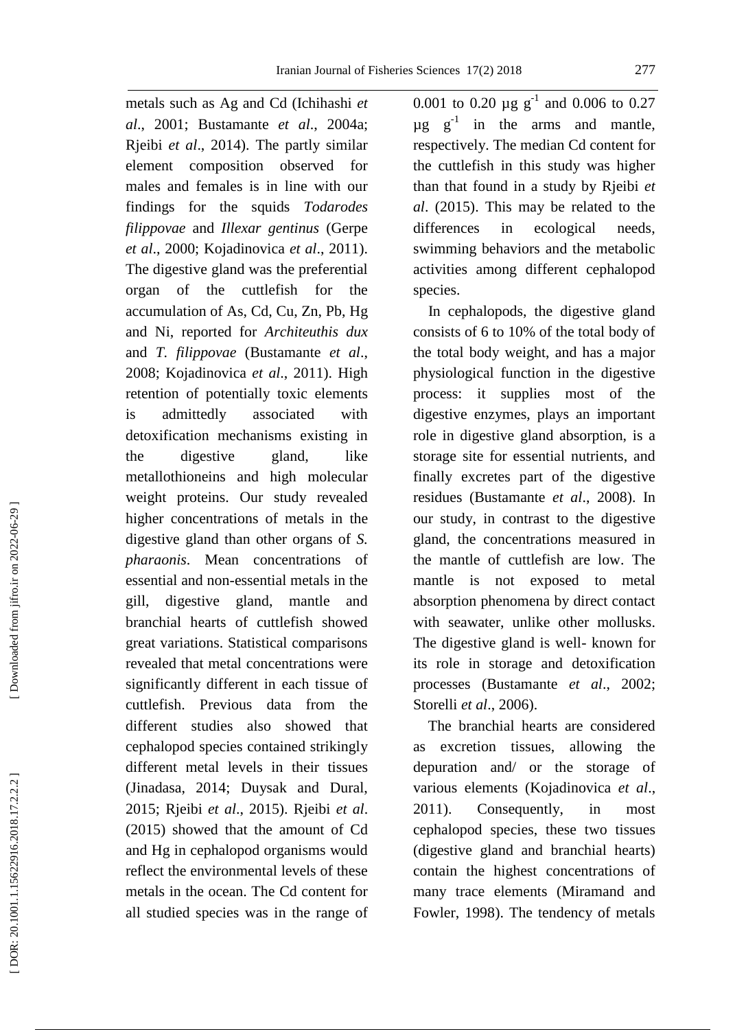metals such as Ag and Cd (Ichihashi *et al*., 2001; Bustamante *et al*., 2004a; Rjeibi *et al*., 2014). The partly similar element composition observed for males and females is in line with our findings for the squids *Todarodes filippovae* and *Illexar gentinus* (Gerpe *et al*., 2000; Kojadinovica *et al*., 2011). The digestive gland was the preferential organ of the cuttlefish for the accumulation of As, Cd, Cu, Zn, Pb, Hg and Ni, reported for *Architeuthis dux* and *T. filippovae* (Bustamante *et al*., 2008; Kojadinovica *et al*., 2011). High retention of potentially toxic elements is admittedly associated with detoxification mechanisms existing in the digestive gland, like metallothioneins and high molecular weight proteins. Our study revealed higher concentrations of metals in the digestive gland than other organs of *S. pharaonis*. Mean concentrations of essential and non-essential metals in the gill, digestive gland, mantle and branchial hearts of cuttlefish showed great variations. Statistical comparisons revealed that metal concentrations were significantly different in each tissue of cuttlefish. Previous data from the different studies also showed that cephalopod species contained strikingly different metal levels in their tissues (Jinadasa, 2014; Duysak and Dural, 2015; Rjeibi *et al*., 2015). Rjeibi *et al*. (2015) showed that the amount of Cd and Hg in cephalopod organisms would reflect the environmental levels of these metals in the ocean. The Cd content for all studied species was in the range of 0.001 to 0.20 $\mu g\ g^{-1}$ and 0.006 to 0.27 $\mu g\ g^{-1}$ in the arms and mantle, respectively. The median Cd content for the cuttlefish in this study was higher than that found in a study by Rjeibi *et al*. (2015). This may be related to the differences in ecological needs, swimming behaviors and the metabolic activities among different cephalopod species.

In cephalopods, the digestive gland consists of 6 to 10% of the total body of the total body weight, and has a major physiological function in the digestive process: it supplies most of the digestive enzymes, plays an important role in digestive gland absorption, is a storage site for essential nutrients, and finally excretes part of the digestive residues (Bustamante *et al*., 2008). In our study, in contrast to the digestive gland, the concentrations measured in the mantle of cuttlefish are low. The mantle is not exposed to metal absorption phenomena by direct contact with seawater, unlike other mollusks. The digestive gland is well- known for its role in storage and detoxification processes (Bustamante *et al*., 2002; Storelli *et al*., 2006).

The branchial hearts are considered as excretion tissues, allowing the depuration and/ or the storage of various elements (Kojadinovica *et al*., 2011). Consequently, in most cephalopod species, these two tissues (digestive gland and branchial hearts) contain the highest concentrations of many trace elements (Miramand and Fowler, 1998). The tendency of metals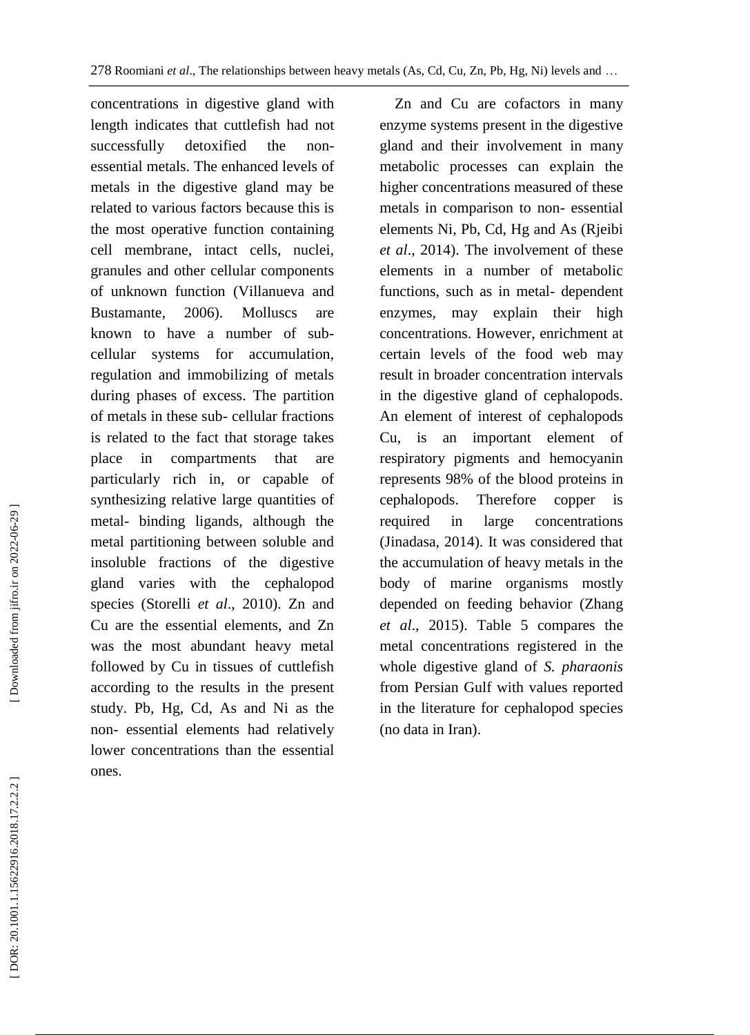concentrations in digestive gland with length indicates that cuttlefish had not successfully detoxified the non-essential metals. The enhanced levels of metals in the digestive gland may be related to various factors because this is the most operative function containing cell membrane, intact cells, nuclei, granules and other cellular components of unknown function (Villanueva and Bustamante, 2006). Molluscs are known to have a number of sub-cellular systems for accumulation, regulation and immobilizing of metals during phases of excess. The partition of metals in these sub- cellular fractions is related to the fact that storage takes place in compartments that are particularly rich in, or capable of synthesizing relative large quantities of metal- binding ligands, although the metal partitioning between soluble and insoluble fractions of the digestive gland varies with the cephalopod species (Storelli *et al*., 2010). Zn and Cu are the essential elements, and Zn was the most abundant heavy metal followed by Cu in tissues of cuttlefish according to the results in the present study. Pb, Hg, Cd, As and Ni as the non- essential elements had relatively lower concentrations than the essential ones.

Zn and Cu are cofactors in many enzyme systems present in the digestive gland and their involvement in many metabolic processes can explain the higher concentrations measured of these metals in comparison to non- essential elements Ni, Pb, Cd, Hg and As (Rjeibi *et al*., 2014). The involvement of these elements in a number of metabolic functions, such as in metal- dependent enzymes, may explain their high concentrations. However, enrichment at certain levels of the food web may result in broader concentration intervals in the digestive gland of cephalopods. An element of interest of cephalopods Cu, is an important element of respiratory pigments and hemocyanin represents 98% of the blood proteins in cephalopods. Therefore copper is required in large concentrations (Jinadasa, 2014). It was considered that the accumulation of heavy metals in the body of marine organisms mostly depended on feeding behavior (Zhang *et al*., 2015). Table 5 compares the metal concentrations registered in the whole digestive gland of *S. pharaonis* from Persian Gulf with values reported in the literature for cephalopod species (no data in Iran).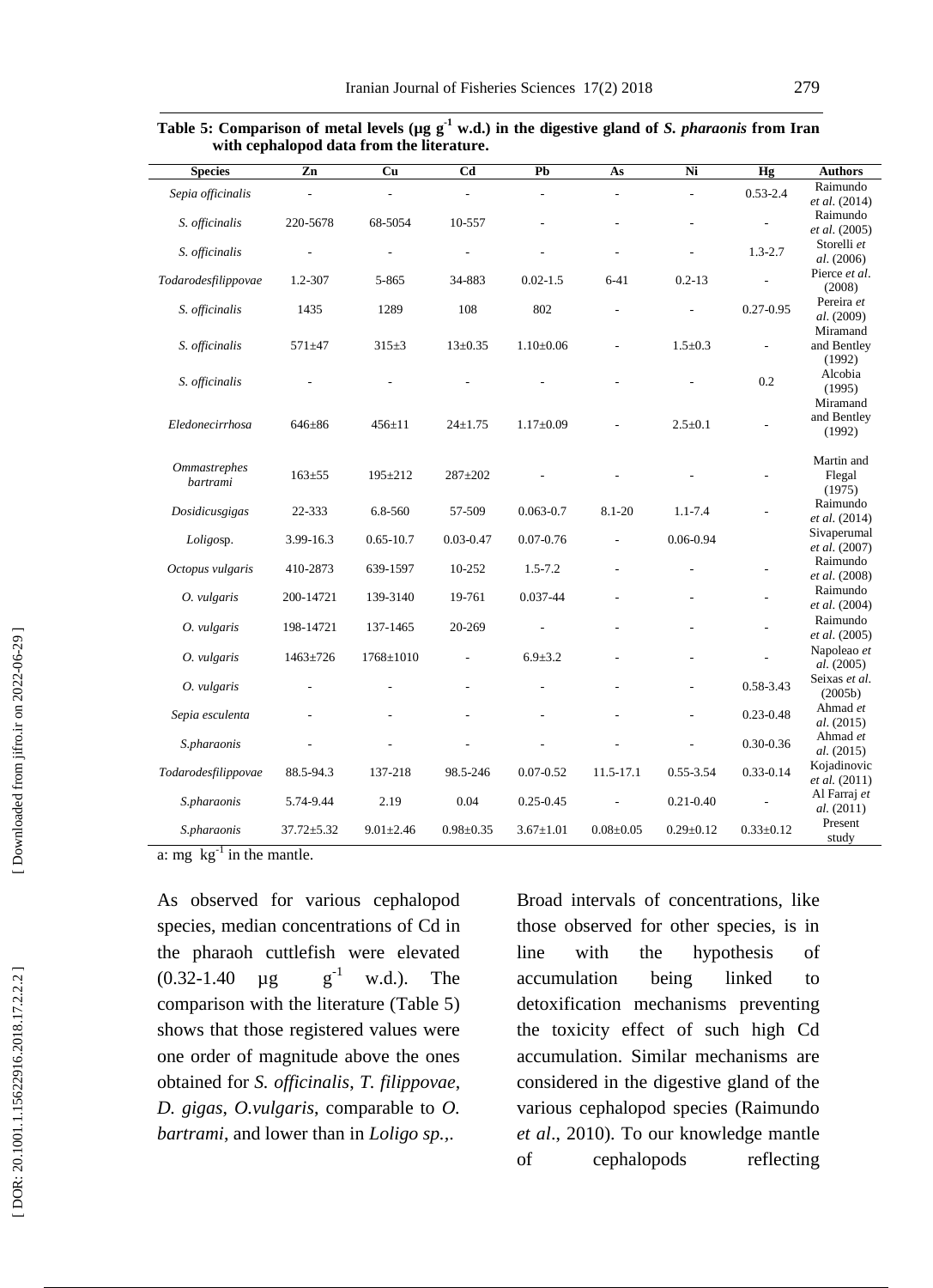**Table 5: Comparison of metal levels (μg $g^{-1}$ w.d.) in the digestive gland of *S. pharaonis* from Iran with cephalopod data from the literature.**

| Species | Zn | Cu | Cd | Pb | As | Ni | Hg | Authors |
|---|---|---|---|---|---|---|---|---|
| *Sepia officinalis* | - | - | - | - | - | - | 0.53-2.4 | Raimundo *et al.* (2014) |
| *S. officinalis* | 220-5678 | 68-5054 | 10-557 | - | - | - | - | Raimundo *et al.* (2005) |
| *S. officinalis* | - | - | - | - | - | - | 1.3-2.7 | Storelli *et al.* (2006) |
| *Todarodesfilippovae* | 1.2-307 | 5-865 | 34-883 | 0.02-1.5 | 6-41 | 0.2-13 | - | Pierce *et al.* (2008) |
| *S. officinalis* | 1435 | 1289 | 108 | 802 | - | - | 0.27-0.95 | Pereira *et al.* (2009) |
| *S. officinalis* | 571±47 | 315±3 | 13±0.35 | 1.10±0.06 | - | 1.5±0.3 | - | Miramand and Bentley (1992) |
| *S. officinalis* | - | - | - | - | - | - | 0.2 | Alcobia (1995) |
| *Eledonecirrhosa* | 646±86 | 456±11 | 24±1.75 | 1.17±0.09 | - | 2.5±0.1 | - | Miramand and Bentley (1992) |
| *Ommastrephes bartrami* | 163±55 | 195±212 | 287±202 | - | - | - | - | Martin and Flegal (1975) |
| *Dosidicusgigas* | 22-333 | 6.8-560 | 57-509 | 0.063-0.7 | 8.1-20 | 1.1-7.4 | - | Raimundo *et al.* (2014) |
| *Loligo*sp. | 3.99-16.3 | 0.65-10.7 | 0.03-0.47 | 0.07-0.76 | - | 0.06-0.94 | | Sivaperumal *et al.* (2007) |
| *Octopus vulgaris* | 410-2873 | 639-1597 | 10-252 | 1.5-7.2 | - | - | - | Raimundo *et al.* (2008) |
| *O. vulgaris* | 200-14721 | 139-3140 | 19-761 | 0.037-44 | - | - | - | Raimundo *et al.* (2004) |
| *O. vulgaris* | 198-14721 | 137-1465 | 20-269 | - | - | - | - | Raimundo *et al.* (2005) |
| *O. vulgaris* | 1463±726 | 1768±1010 | - | 6.9±3.2 | - | - | - | Napoleao *et al.* (2005) |
| *O. vulgaris* | - | - | - | - | - | - | 0.58-3.43 | Seixas *et al.* (2005b) |
| *Sepia esculenta* | - | - | - | - | - | - | 0.23-0.48 | Ahmad *et al.* (2015) |
| *S.pharaonis* | - | - | - | - | - | - | 0.30-0.36 | Ahmad *et al.* (2015) |
| *Todarodesfilippovae* | 88.5-94.3 | 137-218 | 98.5-246 | 0.07-0.52 | 11.5-17.1 | 0.55-3.54 | 0.33-0.14 | Kojadinovic *et al.* (2011) |
| *S.pharaonis* | 5.74-9.44 | 2.19 | 0.04 | 0.25-0.45 | - | 0.21-0.40 | - | Al Farraj *et al.* (2011) |
| *S.pharaonis* | 37.72±5.32 | 9.01±2.46 | 0.98±0.35 | 3.67±1.01 | 0.08±0.05 | 0.29±0.12 | 0.33±0.12 | Present study |

a: mg $kg^{-1}$ in the mantle.

As observed for various cephalopod species, median concentrations of Cd in the pharaoh cuttlefish were elevated (0.32-1.40 μg $g^{-1}$ w.d.). The comparison with the literature (Table 5) shows that those registered values were one order of magnitude above the ones obtained for *S. officinalis*, *T. filippovae*, *D. gigas*, *O.vulgaris*, comparable to *O. bartrami*, and lower than in *Loligo sp.*,.

Broad intervals of concentrations, like those observed for other species, is in line with the hypothesis of accumulation being linked to detoxification mechanisms preventing the toxicity effect of such high Cd accumulation. Similar mechanisms are considered in the digestive gland of the various cephalopod species (Raimundo *et al*., 2010). To our knowledge mantle of cephalopods reflecting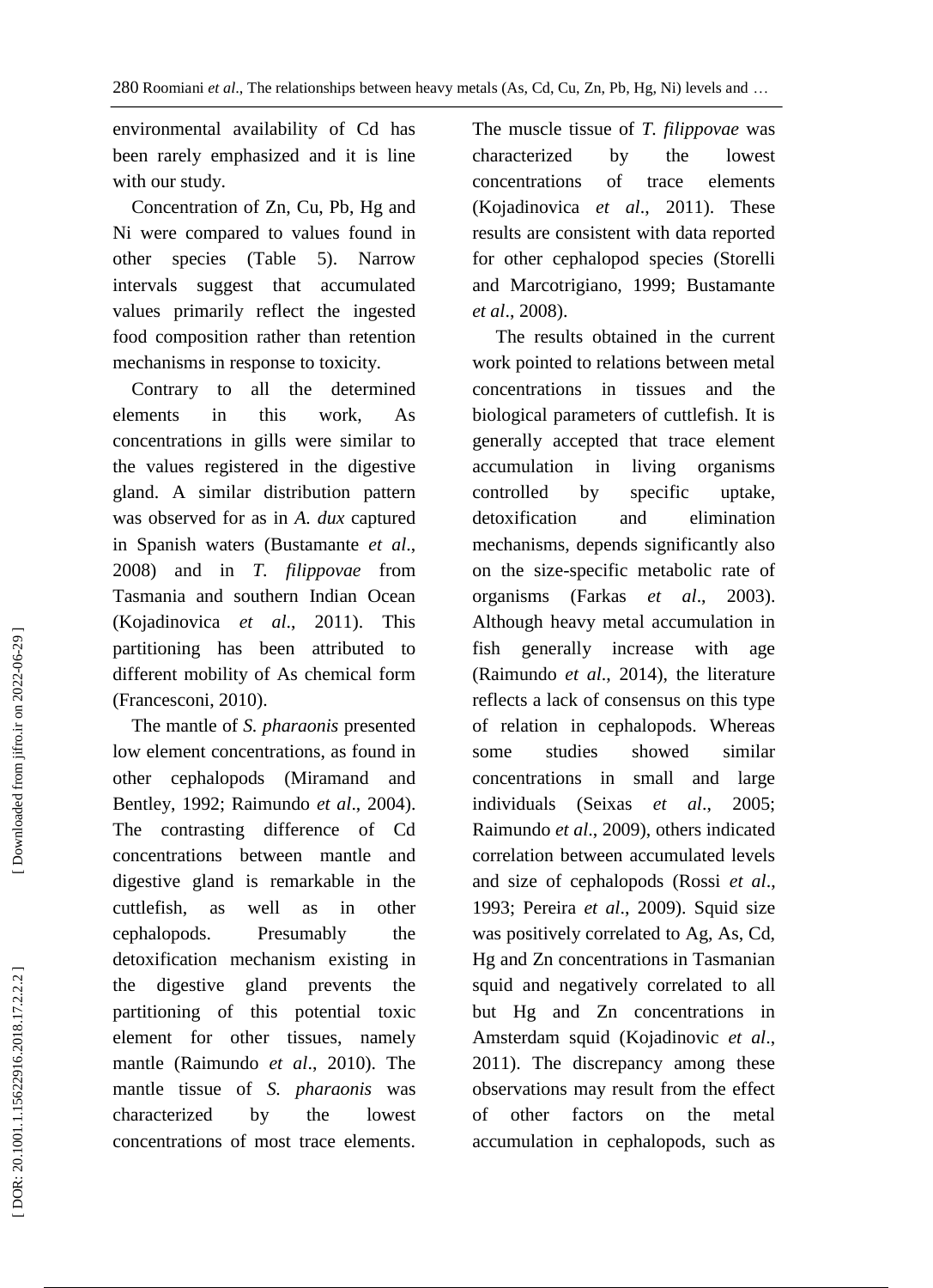environmental availability of Cd has been rarely emphasized and it is line with our study.

Concentration of Zn, Cu, Pb, Hg and Ni were compared to values found in other species (Table 5). Narrow intervals suggest that accumulated values primarily reflect the ingested food composition rather than retention mechanisms in response to toxicity.

Contrary to all the determined elements in this work, As concentrations in gills were similar to the values registered in the digestive gland. A similar distribution pattern was observed for as in *A. dux* captured in Spanish waters (Bustamante *et al*., 2008) and in *T. filippovae* from Tasmania and southern Indian Ocean (Kojadinovica *et al*., 2011). This partitioning has been attributed to different mobility of As chemical form (Francesconi, 2010).

The mantle of *S. pharaonis* presented low element concentrations, as found in other cephalopods (Miramand and Bentley, 1992; Raimundo *et al*., 2004). The contrasting difference of Cd concentrations between mantle and digestive gland is remarkable in the cuttlefish, as well as in other cephalopods. Presumably the detoxification mechanism existing in the digestive gland prevents the partitioning of this potential toxic element for other tissues, namely mantle (Raimundo *et al*., 2010). The mantle tissue of *S. pharaonis* was characterized by the lowest concentrations of most trace elements. The muscle tissue of *T. filippovae* was characterized by the lowest concentrations of trace elements (Kojadinovica *et al*., 2011). These results are consistent with data reported for other cephalopod species (Storelli and Marcotrigiano, 1999; Bustamante *et al*., 2008).

The results obtained in the current work pointed to relations between metal concentrations in tissues and the biological parameters of cuttlefish. It is generally accepted that trace element accumulation in living organisms controlled by specific uptake, detoxification and elimination mechanisms, depends significantly also on the size-specific metabolic rate of organisms (Farkas *et al*., 2003). Although heavy metal accumulation in fish generally increase with age (Raimundo *et al*., 2014), the literature reflects a lack of consensus on this type of relation in cephalopods. Whereas some studies showed similar concentrations in small and large individuals (Seixas *et al*., 2005; Raimundo *et al*., 2009), others indicated correlation between accumulated levels and size of cephalopods (Rossi *et al*., 1993; Pereira *et al*., 2009). Squid size was positively correlated to Ag, As, Cd, Hg and Zn concentrations in Tasmanian squid and negatively correlated to all but Hg and Zn concentrations in Amsterdam squid (Kojadinovic *et al*., 2011). The discrepancy among these observations may result from the effect of other factors on the metal accumulation in cephalopods, such as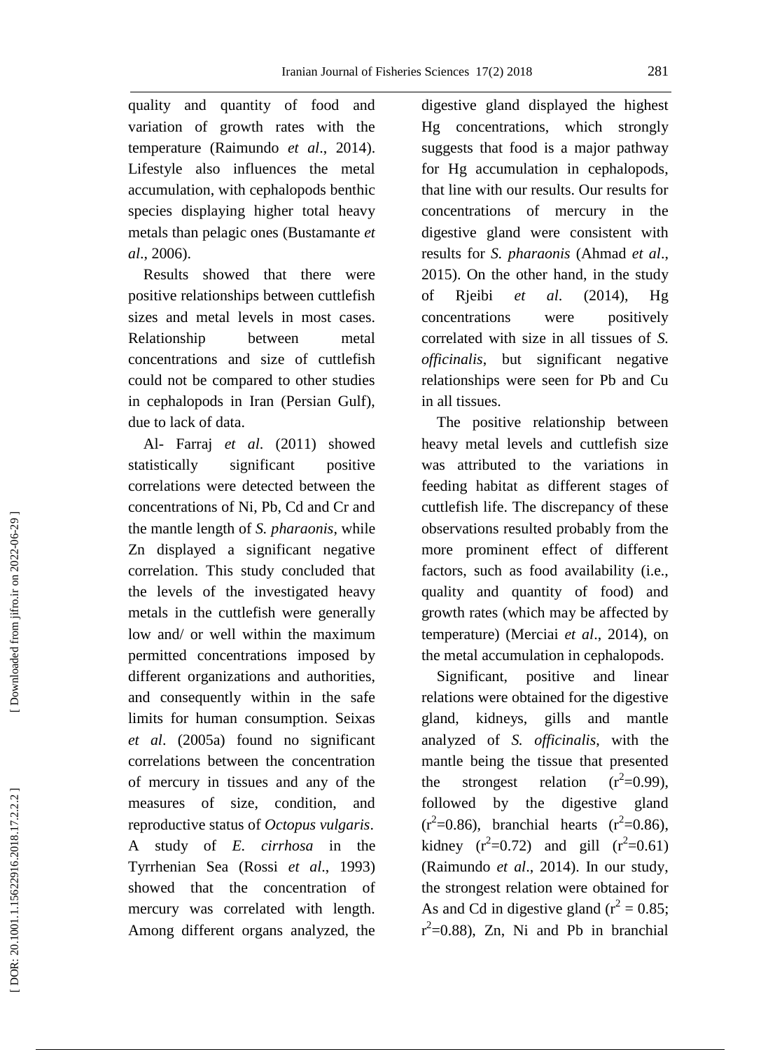quality and quantity of food and variation of growth rates with the temperature (Raimundo *et al*., 2014). Lifestyle also influences the metal accumulation, with cephalopods benthic species displaying higher total heavy metals than pelagic ones (Bustamante *et al*., 2006).

Results showed that there were positive relationships between cuttlefish sizes and metal levels in most cases. Relationship between metal concentrations and size of cuttlefish could not be compared to other studies in cephalopods in Iran (Persian Gulf), due to lack of data.

Al- Farraj *et al*. (2011) showed statistically significant positive correlations were detected between the concentrations of Ni, Pb, Cd and Cr and the mantle length of *S. pharaonis*, while Zn displayed a significant negative correlation. This study concluded that the levels of the investigated heavy metals in the cuttlefish were generally low and/ or well within the maximum permitted concentrations imposed by different organizations and authorities, and consequently within in the safe limits for human consumption. Seixas *et al*. (2005a) found no significant correlations between the concentration of mercury in tissues and any of the measures of size, condition, and reproductive status of *Octopus vulgaris*. A study of *E. cirrhosa* in the Tyrrhenian Sea (Rossi *et al*., 1993) showed that the concentration of mercury was correlated with length. Among different organs analyzed, the digestive gland displayed the highest Hg concentrations, which strongly suggests that food is a major pathway for Hg accumulation in cephalopods, that line with our results. Our results for concentrations of mercury in the digestive gland were consistent with results for *S. pharaonis* (Ahmad *et al*., 2015). On the other hand, in the study of Rjeibi *et al*. (2014), Hg concentrations were positively correlated with size in all tissues of *S. officinalis*, but significant negative relationships were seen for Pb and Cu in all tissues.

The positive relationship between heavy metal levels and cuttlefish size was attributed to the variations in feeding habitat as different stages of cuttlefish life. The discrepancy of these observations resulted probably from the more prominent effect of different factors, such as food availability (i.e., quality and quantity of food) and growth rates (which may be affected by temperature) (Merciai *et al*., 2014), on the metal accumulation in cephalopods.

Significant, positive and linear relations were obtained for the digestive gland, kidneys, gills and mantle analyzed of *S. officinalis*, with the mantle being the tissue that presented the strongest relation ($r^2$=0.99), followed by the digestive gland ($r^2$=0.86), branchial hearts ($r^2$=0.86), kidney ($r^2$=0.72) and gill ($r^2$=0.61) (Raimundo *et al*., 2014). In our study, the strongest relation were obtained for As and Cd in digestive gland ($r^2$ = 0.85; $r^2$=0.88), Zn, Ni and Pb in branchial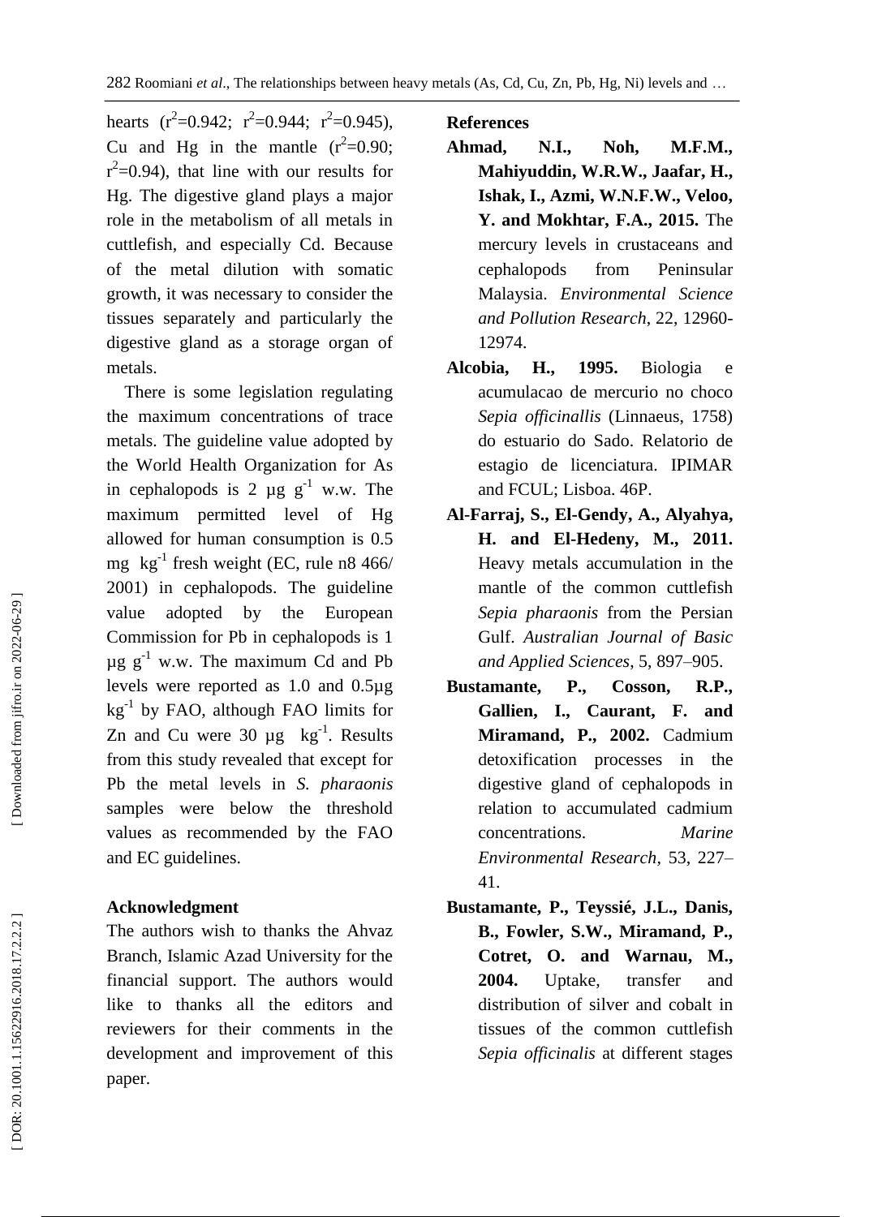hearts ($r^2$=0.942; $r^2$=0.944; $r^2$=0.945), Cu and Hg in the mantle ($r^2$=0.90; $r^2$=0.94), that line with our results for Hg. The digestive gland plays a major role in the metabolism of all metals in cuttlefish, and especially Cd. Because of the metal dilution with somatic growth, it was necessary to consider the tissues separately and particularly the digestive gland as a storage organ of metals.

There is some legislation regulating the maximum concentrations of trace metals. The guideline value adopted by the World Health Organization for As in cephalopods is 2 µg $g^{-1}$ w.w. The maximum permitted level of Hg allowed for human consumption is 0.5 mg $kg^{-1}$ fresh weight (EC, rule n8 466/ 2001) in cephalopods. The guideline value adopted by the European Commission for Pb in cephalopods is 1 µg $g^{-1}$ w.w. The maximum Cd and Pb levels were reported as 1.0 and 0.5µg $kg^{-1}$ by FAO, although FAO limits for Zn and Cu were 30 µg $kg^{-1}$. Results from this study revealed that except for Pb the metal levels in *S. pharaonis* samples were below the threshold values as recommended by the FAO and EC guidelines.

## Acknowledgment

The authors wish to thanks the Ahvaz Branch, Islamic Azad University for the financial support. The authors would like to thanks all the editors and reviewers for their comments in the development and improvement of this paper.

## References

**Ahmad, N.I., Noh, M.F.M., Mahiyuddin, W.R.W., Jaafar, H., Ishak, I., Azmi, W.N.F.W., Veloo, Y. and Mokhtar, F.A., 2015.** The mercury levels in crustaceans and cephalopods from Peninsular Malaysia. *Environmental Science and Pollution Research*, 22, 12960-12974.

**Alcobia, H., 1995.** Biologia e acumulacao de mercurio no choco *Sepia officinallis* (Linnaeus, 1758) do estuario do Sado. Relatorio de estagio de licenciatura. IPIMAR and FCUL; Lisboa. 46P.

**Al-Farraj, S., El-Gendy, A., Alyahya, H. and El-Hedeny, M., 2011.** Heavy metals accumulation in the mantle of the common cuttlefish *Sepia pharaonis* from the Persian Gulf. *Australian Journal of Basic and Applied Sciences*, 5, 897–905.

**Bustamante, P., Cosson, R.P., Gallien, I., Caurant, F. and Miramand, P., 2002.** Cadmium detoxification processes in the digestive gland of cephalopods in relation to accumulated cadmium concentrations. *Marine Environmental Research*, 53, 227–41.

**Bustamante, P., Teyssié, J.L., Danis, B., Fowler, S.W., Miramand, P., Cotret, O. and Warnau, M., 2004.** Uptake, transfer and distribution of silver and cobalt in tissues of the common cuttlefish *Sepia officinalis* at different stages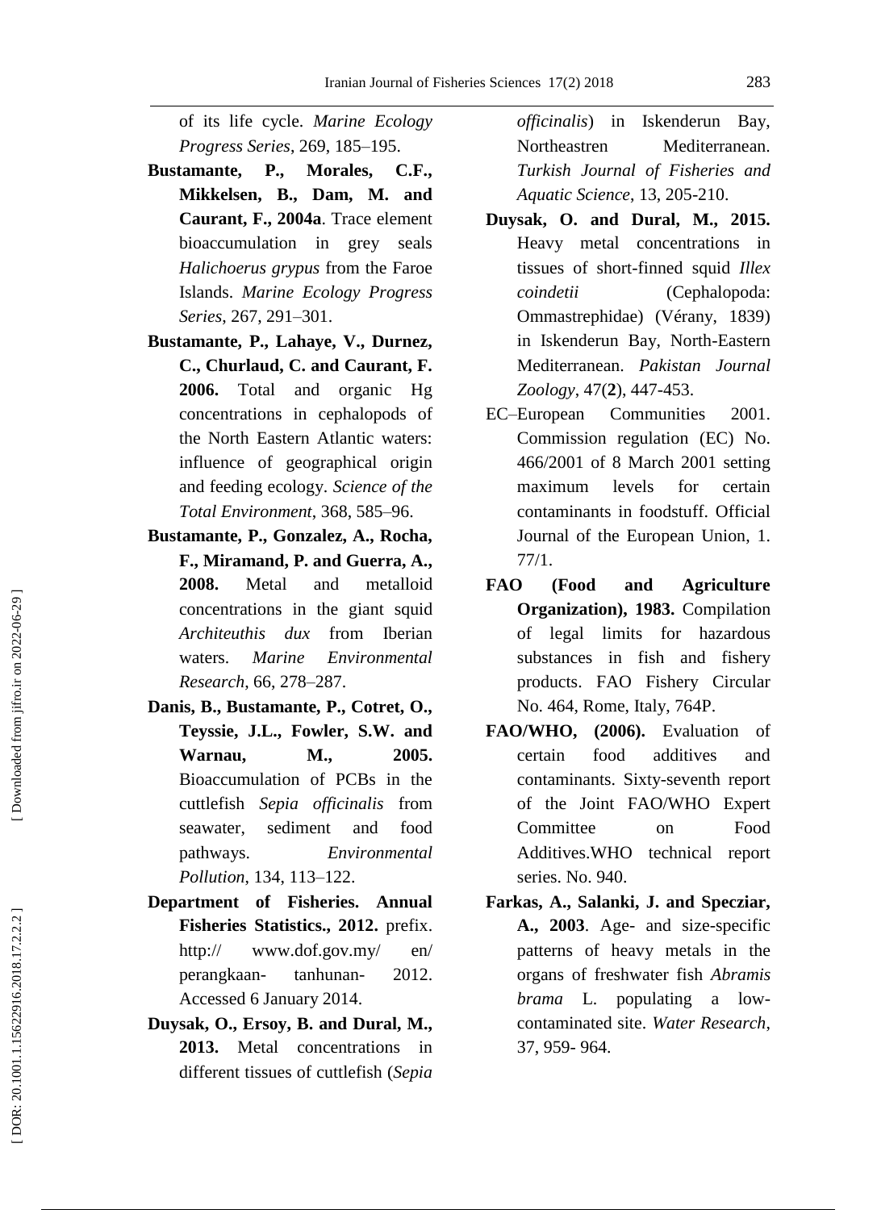of its life cycle. *Marine Ecology Progress Series*, 269, 185–195.

**Bustamante, P., Morales, C.F., Mikkelsen, B., Dam, M. and Caurant, F., 2004a**. Trace element bioaccumulation in grey seals *Halichoerus grypus* from the Faroe Islands. *Marine Ecology Progress Series*, 267, 291–301.

**Bustamante, P., Lahaye, V., Durnez, C., Churlaud, C. and Caurant, F. 2006.** Total and organic Hg concentrations in cephalopods of the North Eastern Atlantic waters: influence of geographical origin and feeding ecology. *Science of the Total Environment*, 368, 585–96.

**Bustamante, P., Gonzalez, A., Rocha, F., Miramand, P. and Guerra, A., 2008.** Metal and metalloid concentrations in the giant squid *Architeuthis dux* from Iberian waters. *Marine Environmental Research*, 66, 278–287.

**Danis, B., Bustamante, P., Cotret, O., Teyssie, J.L., Fowler, S.W. and Warnau, M., 2005.** Bioaccumulation of PCBs in the cuttlefish *Sepia officinalis* from seawater, sediment and food pathways. *Environmental Pollution*, 134, 113–122.

**Department of Fisheries. Annual Fisheries Statistics., 2012.** prefix. http:// www.dof.gov.my/ en/ perangkaan- tanhunan- 2012. Accessed 6 January 2014.

**Duysak, O., Ersoy, B. and Dural, M., 2013.** Metal concentrations in different tissues of cuttlefish (*Sepia officinalis*) in Iskenderun Bay, Northeastren Mediterranean. *Turkish Journal of Fisheries and Aquatic Science*, 13, 205-210.

**Duysak, O. and Dural, M., 2015.** Heavy metal concentrations in tissues of short-finned squid *Illex coindetii* (Cephalopoda: Ommastrephidae) (Vérany, 1839) in Iskenderun Bay, North-Eastern Mediterranean. *Pakistan Journal Zoology*, 47(**2**), 447-453.

EC–European Communities 2001. Commission regulation (EC) No. 466/2001 of 8 March 2001 setting maximum levels for certain contaminants in foodstuff. Official Journal of the European Union, 1. 77/1.

**FAO (Food and Agriculture Organization), 1983.** Compilation of legal limits for hazardous substances in fish and fishery products. FAO Fishery Circular No. 464, Rome, Italy, 764P.

**FAO/WHO, (2006).** Evaluation of certain food additives and contaminants. Sixty-seventh report of the Joint FAO/WHO Expert Committee on Food Additives.WHO technical report series. No. 940.

**Farkas, A., Salanki, J. and Specziar, A., 2003**. Age- and size-specific patterns of heavy metals in the organs of freshwater fish *Abramis brama* L. populating a low-contaminated site. *Water Research*, 37, 959- 964.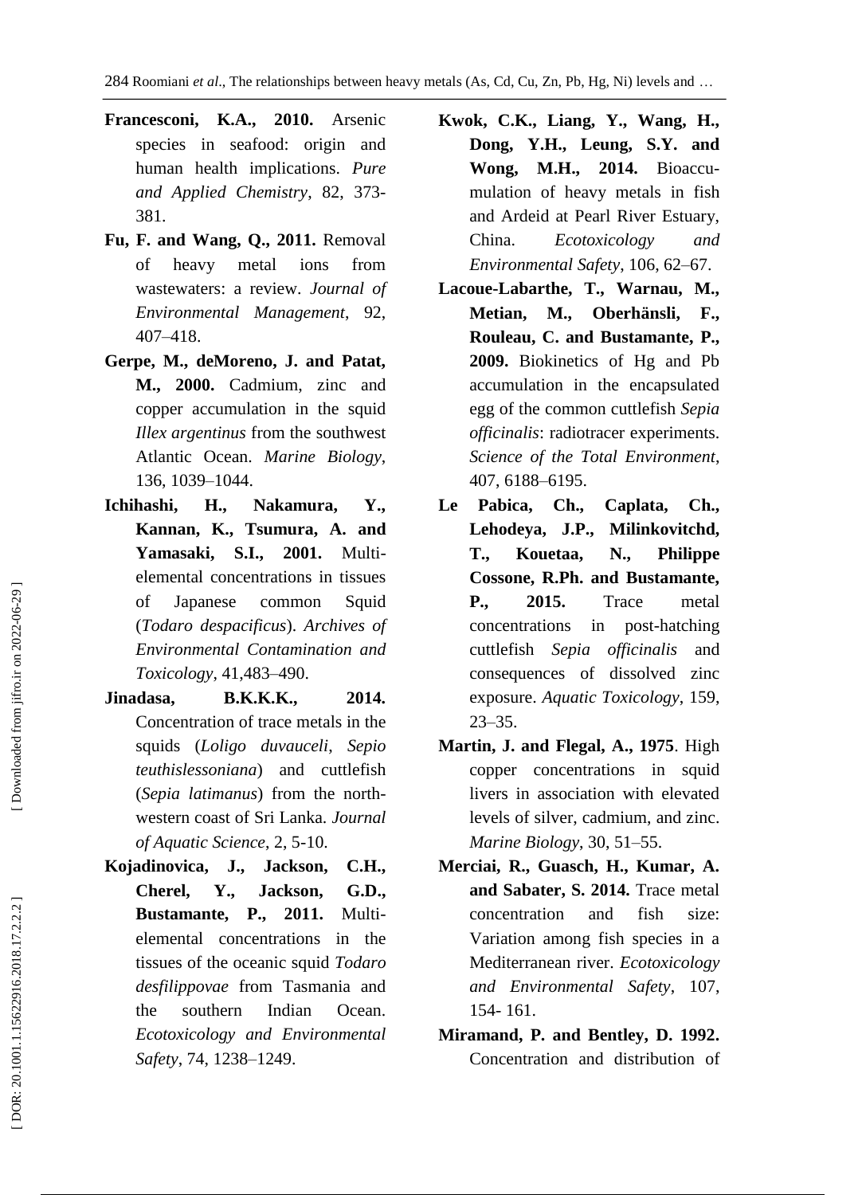**Francesconi, K.A., 2010.** Arsenic species in seafood: origin and human health implications. *Pure and Applied Chemistry*, 82, 373-381.

**Fu, F. and Wang, Q., 2011.** Removal of heavy metal ions from wastewaters: a review. *Journal of Environmental Management*, 92, 407–418.

**Gerpe, M., deMoreno, J. and Patat, M., 2000.** Cadmium, zinc and copper accumulation in the squid *Illex argentinus* from the southwest Atlantic Ocean. *Marine Biology*, 136, 1039–1044.

**Ichihashi, H., Nakamura, Y., Kannan, K., Tsumura, A. and Yamasaki, S.I., 2001.** Multi-elemental concentrations in tissues of Japanese common Squid (*Todaro despacificus*). *Archives of Environmental Contamination and Toxicology*, 41,483–490.

**Jinadasa, B.K.K.K., 2014.** Concentration of trace metals in the squids (*Loligo duvauceli*, *Sepio teuthislessoniana*) and cuttlefish (*Sepia latimanus*) from the north-western coast of Sri Lanka. *Journal of Aquatic Science*, 2, 5-10.

**Kojadinovica, J., Jackson, C.H., Cherel, Y., Jackson, G.D., Bustamante, P., 2011.** Multi-elemental concentrations in the tissues of the oceanic squid *Todaro desfilippovae* from Tasmania and the southern Indian Ocean. *Ecotoxicology and Environmental Safety*, 74, 1238–1249.

**Kwok, C.K., Liang, Y., Wang, H., Dong, Y.H., Leung, S.Y. and Wong, M.H., 2014.** Bioaccumulation of heavy metals in fish and Ardeid at Pearl River Estuary, China. *Ecotoxicology and Environmental Safety*, 106, 62–67.

**Lacoue-Labarthe, T., Warnau, M., Metian, M., Oberhänsli, F., Rouleau, C. and Bustamante, P., 2009.** Biokinetics of Hg and Pb accumulation in the encapsulated egg of the common cuttlefish *Sepia officinalis*: radiotracer experiments. *Science of the Total Environment*, 407, 6188–6195.

**Le Pabica, Ch., Caplata, Ch., Lehodeya, J.P., Milinkovitchd, T., Kouetaa, N., Philippe Cossone, R.Ph. and Bustamante, P., 2015.** Trace metal concentrations in post-hatching cuttlefish *Sepia officinalis* and consequences of dissolved zinc exposure. *Aquatic Toxicology*, 159, 23–35.

**Martin, J. and Flegal, A., 1975**. High copper concentrations in squid livers in association with elevated levels of silver, cadmium, and zinc. *Marine Biology*, 30, 51–55.

**Merciai, R., Guasch, H., Kumar, A. and Sabater, S. 2014.** Trace metal concentration and fish size: Variation among fish species in a Mediterranean river. *Ecotoxicology and Environmental Safety*, 107, 154- 161.

**Miramand, P. and Bentley, D. 1992.** Concentration and distribution of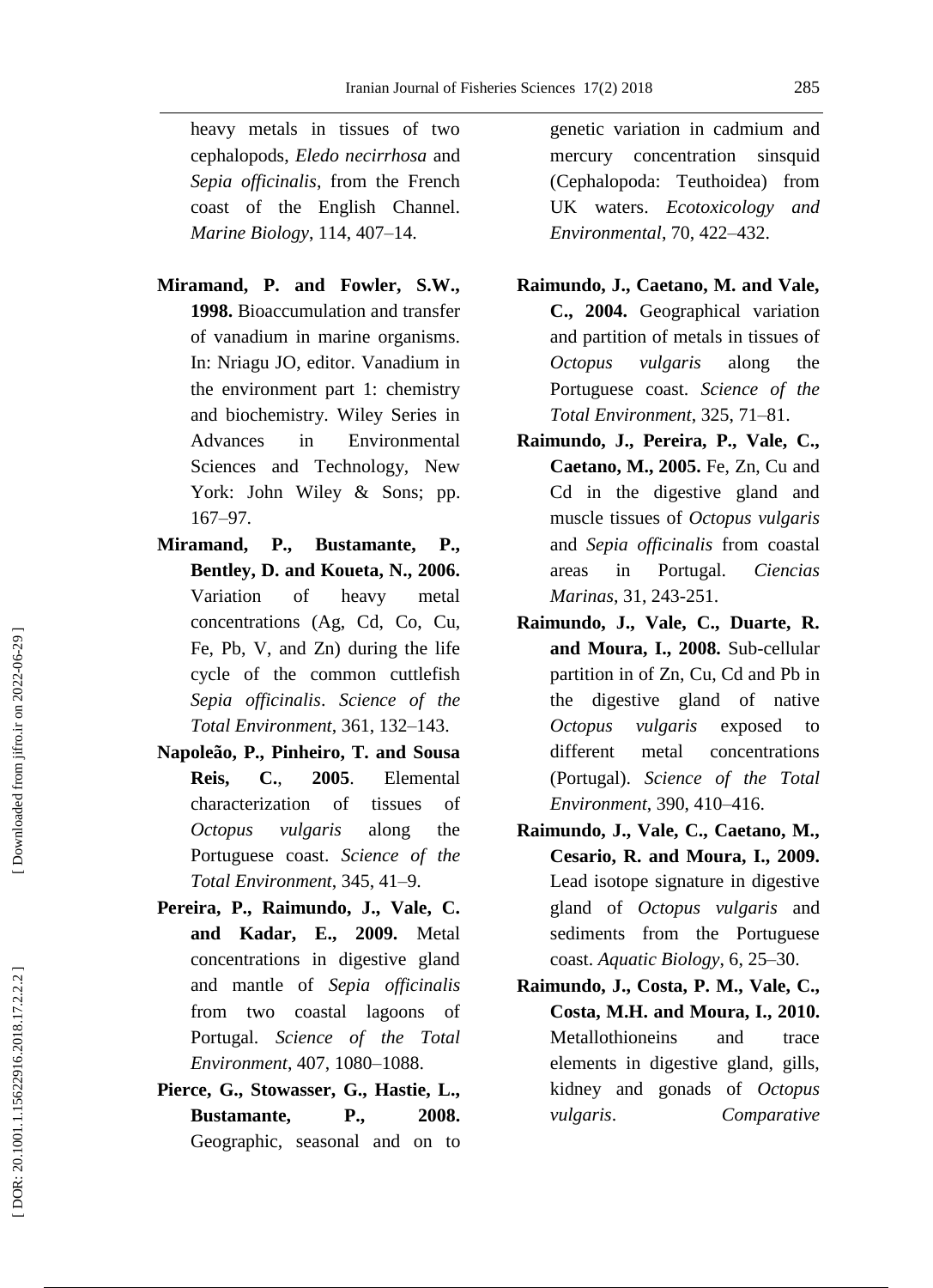heavy metals in tissues of two cephalopods, *Eledo necirrhosa* and *Sepia officinalis*, from the French coast of the English Channel. *Marine Biology*, 114, 407–14.

**Miramand, P. and Fowler, S.W., 1998.** Bioaccumulation and transfer of vanadium in marine organisms. In: Nriagu JO, editor. Vanadium in the environment part 1: chemistry and biochemistry. Wiley Series in Advances in Environmental Sciences and Technology, New York: John Wiley & Sons; pp. 167–97.

**Miramand, P., Bustamante, P., Bentley, D. and Koueta, N., 2006.** Variation of heavy metal concentrations (Ag, Cd, Co, Cu, Fe, Pb, V, and Zn) during the life cycle of the common cuttlefish *Sepia officinalis*. *Science of the Total Environment*, 361, 132–143.

**Napoleão, P., Pinheiro, T. and Sousa Reis, C.**, **2005**. Elemental characterization of tissues of *Octopus vulgaris* along the Portuguese coast. *Science of the Total Environment*, 345, 41–9.

**Pereira, P., Raimundo, J., Vale, C. and Kadar, E., 2009.** Metal concentrations in digestive gland and mantle of *Sepia officinalis* from two coastal lagoons of Portugal. *Science of the Total Environment*, 407, 1080–1088.

**Pierce, G., Stowasser, G., Hastie, L., Bustamante, P., 2008.** Geographic, seasonal and on to genetic variation in cadmium and mercury concentration sinsquid (Cephalopoda: Teuthoidea) from UK waters. *Ecotoxicology and Environmental*, 70, 422–432.

**Raimundo, J., Caetano, M. and Vale, C., 2004.** Geographical variation and partition of metals in tissues of *Octopus vulgaris* along the Portuguese coast. *Science of the Total Environment*, 325, 71–81.

**Raimundo, J., Pereira, P., Vale, C., Caetano, M., 2005.** Fe, Zn, Cu and Cd in the digestive gland and muscle tissues of *Octopus vulgaris* and *Sepia officinalis* from coastal areas in Portugal. *Ciencias Marinas*, 31, 243-251.

**Raimundo, J., Vale, C., Duarte, R. and Moura, I., 2008.** Sub-cellular partition in of Zn, Cu, Cd and Pb in the digestive gland of native *Octopus vulgaris* exposed to different metal concentrations (Portugal). *Science of the Total Environment*, 390, 410–416.

**Raimundo, J., Vale, C., Caetano, M., Cesario, R. and Moura, I., 2009.** Lead isotope signature in digestive gland of *Octopus vulgaris* and sediments from the Portuguese coast. *Aquatic Biology*, 6, 25–30.

**Raimundo, J., Costa, P. M., Vale, C., Costa, M.H. and Moura, I., 2010.** Metallothioneins and trace elements in digestive gland, gills, kidney and gonads of *Octopus vulgaris*. *Comparative*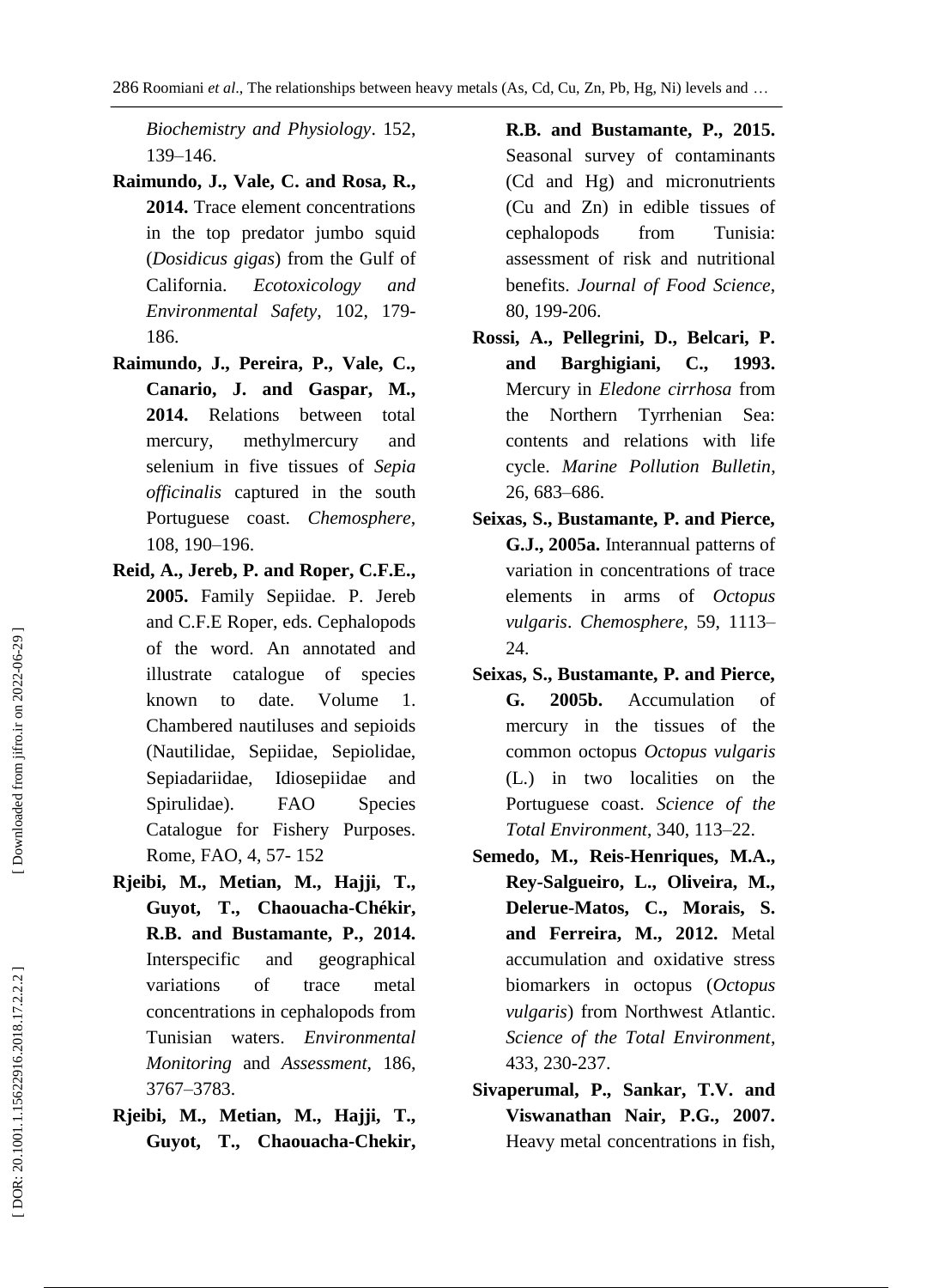*Biochemistry and Physiology*. 152, 139–146.

**Raimundo, J., Vale, C. and Rosa, R., 2014.** Trace element concentrations in the top predator jumbo squid (*Dosidicus gigas*) from the Gulf of California. *Ecotoxicology and Environmental Safety*, 102, 179-186.

**Raimundo, J., Pereira, P., Vale, C., Canario, J. and Gaspar, M., 2014.** Relations between total mercury, methylmercury and selenium in five tissues of *Sepia officinalis* captured in the south Portuguese coast. *Chemosphere*, 108, 190–196.

**Reid, A., Jereb, P. and Roper, C.F.E., 2005.** Family Sepiidae. P. Jereb and C.F.E Roper, eds. Cephalopods of the word. An annotated and illustrate catalogue of species known to date. Volume 1. Chambered nautiluses and sepioids (Nautilidae, Sepiidae, Sepiolidae, Sepiadariidae, Idiosepiidae and Spirulidae). FAO Species Catalogue for Fishery Purposes. Rome, FAO, 4, 57- 152

**Rjeibi, M., Metian, M., Hajji, T., Guyot, T., Chaouacha-Chékir, R.B. and Bustamante, P., 2014.** Interspecific and geographical variations of trace metal concentrations in cephalopods from Tunisian waters. *Environmental Monitoring* and *Assessment*, 186, 3767–3783.

**Rjeibi, M., Metian, M., Hajji, T., Guyot, T., Chaouacha-Chekir, R.B. and Bustamante, P., 2015.** Seasonal survey of contaminants (Cd and Hg) and micronutrients (Cu and Zn) in edible tissues of cephalopods from Tunisia: assessment of risk and nutritional benefits. *Journal of Food Science*, 80, 199-206.

**Rossi, A., Pellegrini, D., Belcari, P. and Barghigiani, C., 1993.** Mercury in *Eledone cirrhosa* from the Northern Tyrrhenian Sea: contents and relations with life cycle. *Marine Pollution Bulletin*, 26, 683–686.

**Seixas, S., Bustamante, P. and Pierce, G.J., 2005a.** Interannual patterns of variation in concentrations of trace elements in arms of *Octopus vulgaris*. *Chemosphere*, 59, 1113–24.

**Seixas, S., Bustamante, P. and Pierce, G. 2005b.** Accumulation of mercury in the tissues of the common octopus *Octopus vulgaris* (L.) in two localities on the Portuguese coast. *Science of the Total Environment*, 340, 113–22.

**Semedo, M., Reis-Henriques, M.A., Rey-Salgueiro, L., Oliveira, M., Delerue-Matos, C., Morais, S. and Ferreira, M., 2012.** Metal accumulation and oxidative stress biomarkers in octopus (*Octopus vulgaris*) from Northwest Atlantic. *Science of the Total Environment*, 433, 230-237.

**Sivaperumal, P., Sankar, T.V. and Viswanathan Nair, P.G., 2007.** Heavy metal concentrations in fish,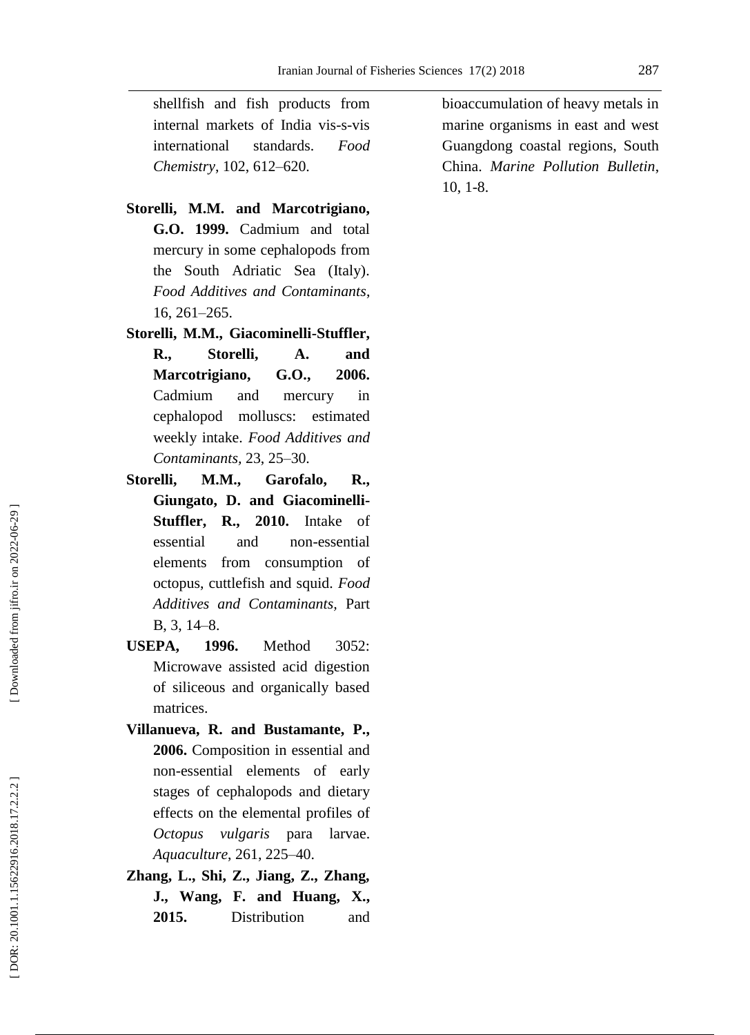shellfish and fish products from internal markets of India vis-s-vis international standards. *Food Chemistry*, 102, 612–620.

**Storelli, M.M. and Marcotrigiano, G.O. 1999.** Cadmium and total mercury in some cephalopods from the South Adriatic Sea (Italy). *Food Additives and Contaminants*, 16, 261–265.

**Storelli, M.M., Giacominelli-Stuffler, R., Storelli, A. and Marcotrigiano, G.O., 2006.** Cadmium and mercury in cephalopod molluscs: estimated weekly intake. *Food Additives and Contaminants*, 23, 25–30.

**Storelli, M.M., Garofalo, R., Giungato, D. and Giacominelli-Stuffler, R., 2010.** Intake of essential and non-essential elements from consumption of octopus, cuttlefish and squid. *Food Additives and Contaminants*, Part B, 3, 14–8.

**USEPA, 1996.** Method 3052: Microwave assisted acid digestion of siliceous and organically based matrices.

**Villanueva, R. and Bustamante, P., 2006.** Composition in essential and non-essential elements of early stages of cephalopods and dietary effects on the elemental profiles of *Octopus vulgaris* para larvae. *Aquaculture*, 261, 225–40.

**Zhang, L., Shi, Z., Jiang, Z., Zhang, J., Wang, F. and Huang, X., 2015.** Distribution and bioaccumulation of heavy metals in marine organisms in east and west Guangdong coastal regions, South China. *Marine Pollution Bulletin*, 10, 1-8.